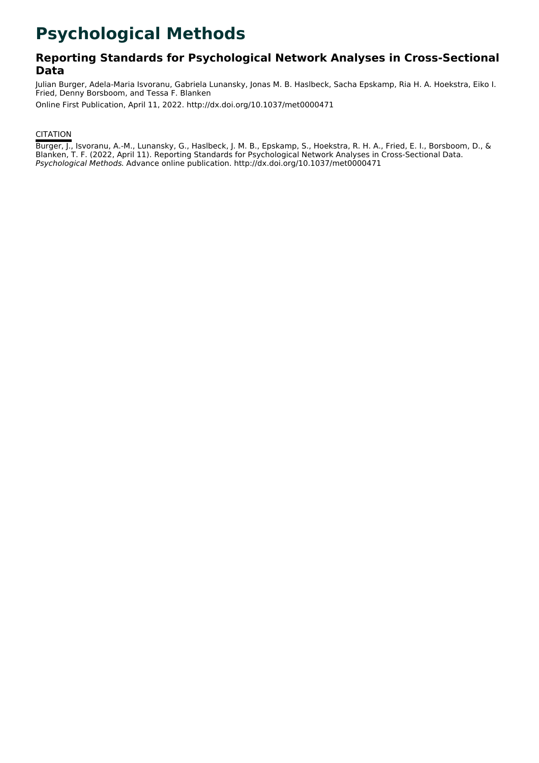# Psychological Methods

## Reporting Standards for Psychological Network Analyses in Cross-Sectional Data

Julian Burger, Adela-Maria Isvoranu, Gabriela Lunansky, Jonas M. B. Haslbeck, Sacha Epskamp, Ria H. A. Hoekstra, Eiko I. Fried, Denny Borsboom, and Tessa F. Blanken

Online First Publication, April 11, 2022. http://dx.doi.org/10.1037/met0000471

CITATION

Burger, J., Isvoranu, A.-M., Lunansky, G., Haslbeck, J. M. B., Epskamp, S., Hoekstra, R. H. A., Fried, E. I., Borsboom, D., & Blanken, T. F. (2022, April 11). Reporting Standards for Psychological Network Analyses in Cross-Sectional Data. *Psychological Methods*. Advance online publication. http://dx.doi.org/10.1037/met0000471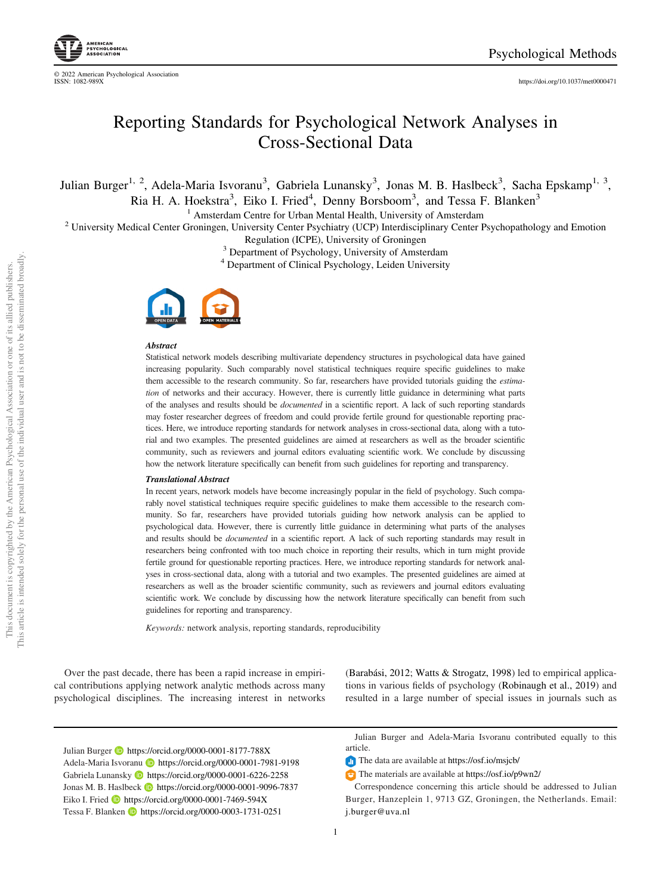# Reporting Standards for Psychological Network Analyses in Cross-Sectional Data

Julian Burger[1, 2], Adela-Maria Isvoranu[3], Gabriela Lunansky[3], Jonas M. B. Haslbeck[3], Sacha Epskamp[1, 3], Ria H. A. Hoekstra[3], Eiko I. Fried[4], Denny Borsboom[3], and Tessa F. Blanken[3]

[1] Amsterdam Centre for Urban Mental Health, University of Amsterdam

[2] University Medical Center Groningen, University Center Psychiatry (UCP) Interdisciplinary Center Psychopathology and Emotion Regulation (ICPE), University of Groningen

[3] Department of Psychology, University of Amsterdam

[4] Department of Clinical Psychology, Leiden University

***Abstract***

Statistical network models describing multivariate dependency structures in psychological data have gained increasing popularity. Such comparably novel statistical techniques require specific guidelines to make them accessible to the research community. So far, researchers have provided tutorials guiding the *estimation* of networks and their accuracy. However, there is currently little guidance in determining what parts of the analyses and results should be *documented* in a scientific report. A lack of such reporting standards may foster researcher degrees of freedom and could provide fertile ground for questionable reporting practices. Here, we introduce reporting standards for network analyses in cross-sectional data, along with a tutorial and two examples. The presented guidelines are aimed at researchers as well as the broader scientific community, such as reviewers and journal editors evaluating scientific work. We conclude by discussing how the network literature specifically can benefit from such guidelines for reporting and transparency.

***Translational Abstract***

In recent years, network models have become increasingly popular in the field of psychology. Such comparably novel statistical techniques require specific guidelines to make them accessible to the research community. So far, researchers have provided tutorials guiding how network analysis can be applied to psychological data. However, there is currently little guidance in determining what parts of the analyses and results should be *documented* in a scientific report. A lack of such reporting standards may result in researchers being confronted with too much choice in reporting their results, which in turn might provide fertile ground for questionable reporting practices. Here, we introduce reporting standards for network analyses in cross-sectional data, along with a tutorial and two examples. The presented guidelines are aimed at researchers as well as the broader scientific community, such as reviewers and journal editors evaluating scientific work. We conclude by discussing how the network literature specifically can benefit from such guidelines for reporting and transparency.

*Keywords:* network analysis, reporting standards, reproducibility

Over the past decade, there has been a rapid increase in empirical contributions applying network analytic methods across many psychological disciplines. The increasing interest in networks (Barabási, 2012; Watts & Strogatz, 1998) led to empirical applications in various fields of psychology (Robinaugh et al., 2019) and resulted in a large number of special issues in journals such as

---

Julian Burger https://orcid.org/0000-0001-8177-788X
Adela-Maria Isvoranu https://orcid.org/0000-0001-7981-9198
Gabriela Lunansky https://orcid.org/0000-0001-6226-2258
Jonas M. B. Haslbeck https://orcid.org/0000-0001-9096-7837
Eiko I. Fried https://orcid.org/0000-0001-7469-594X
Tessa F. Blanken https://orcid.org/0000-0003-1731-0251

Julian Burger and Adela-Maria Isvoranu contributed equally to this article.

The data are available at https://osf.io/msjcb/

The materials are available at https://osf.io/p9wn2/

Correspondence concerning this article should be addressed to Julian Burger, Hanzeplein 1, 9713 GZ, Groningen, the Netherlands. Email: j.burger@uva.nl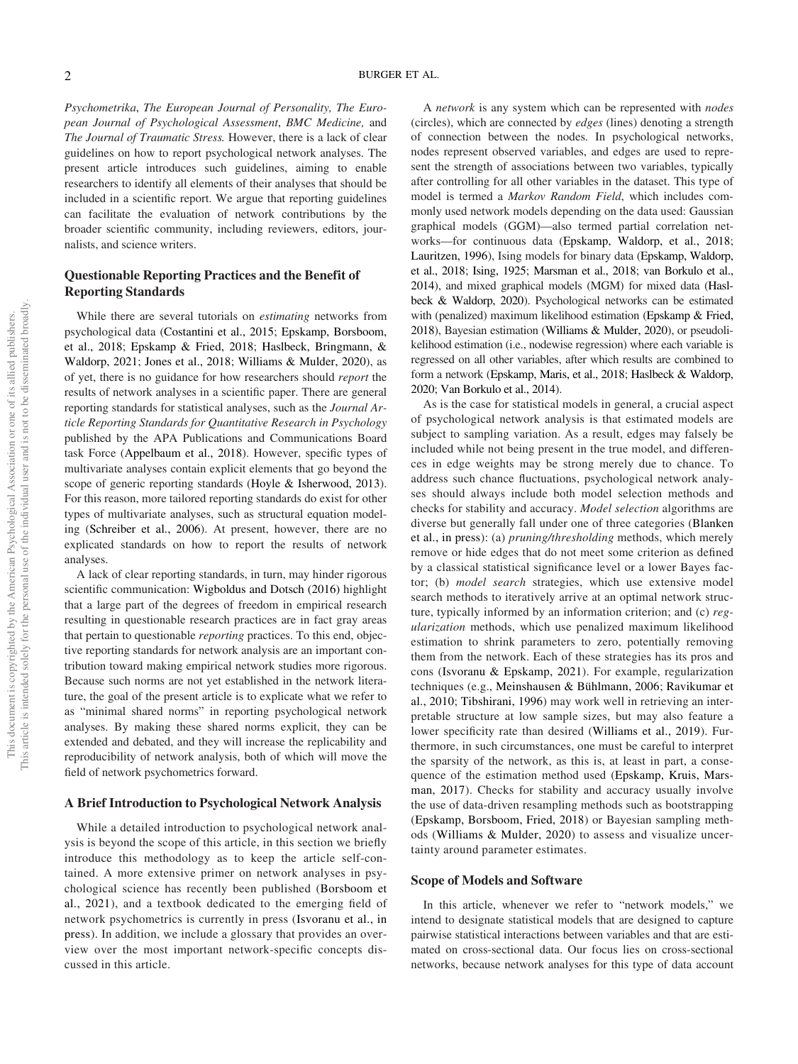*Psychometrika*, *The European Journal of Personality, The European Journal of Psychological Assessment*, *BMC Medicine,* and *The Journal of Traumatic Stress.* However, there is a lack of clear guidelines on how to report psychological network analyses. The present article introduces such guidelines, aiming to enable researchers to identify all elements of their analyses that should be included in a scientific report. We argue that reporting guidelines can facilitate the evaluation of network contributions by the broader scientific community, including reviewers, editors, journalists, and science writers.

## Questionable Reporting Practices and the Benefit of Reporting Standards

While there are several tutorials on *estimating* networks from psychological data (Costantini et al., 2015; Epskamp, Borsboom, et al., 2018; Epskamp & Fried, 2018; Haslbeck, Bringmann, & Waldorp, 2021; Jones et al., 2018; Williams & Mulder, 2020), as of yet, there is no guidance for how researchers should *report* the results of network analyses in a scientific paper. There are general reporting standards for statistical analyses, such as the *Journal Article Reporting Standards for Quantitative Research in Psychology* published by the APA Publications and Communications Board task Force (Appelbaum et al., 2018). However, specific types of multivariate analyses contain explicit elements that go beyond the scope of generic reporting standards (Hoyle & Isherwood, 2013). For this reason, more tailored reporting standards do exist for other types of multivariate analyses, such as structural equation modeling (Schreiber et al., 2006). At present, however, there are no explicated standards on how to report the results of network analyses.

A lack of clear reporting standards, in turn, may hinder rigorous scientific communication: Wigboldus and Dotsch (2016) highlight that a large part of the degrees of freedom in empirical research resulting in questionable research practices are in fact gray areas that pertain to questionable *reporting* practices. To this end, objective reporting standards for network analysis are an important contribution toward making empirical network studies more rigorous. Because such norms are not yet established in the network literature, the goal of the present article is to explicate what we refer to as "minimal shared norms" in reporting psychological network analyses. By making these shared norms explicit, they can be extended and debated, and they will increase the replicability and reproducibility of network analysis, both of which will move the field of network psychometrics forward.

## A Brief Introduction to Psychological Network Analysis

While a detailed introduction to psychological network analysis is beyond the scope of this article, in this section we briefly introduce this methodology as to keep the article self-contained. A more extensive primer on network analyses in psychological science has recently been published (Borsboom et al., 2021), and a textbook dedicated to the emerging field of network psychometrics is currently in press (Isvoranu et al., in press). In addition, we include a glossary that provides an overview over the most important network-specific concepts discussed in this article.

A *network* is any system which can be represented with *nodes* (circles), which are connected by *edges* (lines) denoting a strength of connection between the nodes. In psychological networks, nodes represent observed variables, and edges are used to represent the strength of associations between two variables, typically after controlling for all other variables in the dataset. This type of model is termed a *Markov Random Field*, which includes commonly used network models depending on the data used: Gaussian graphical models (GGM)—also termed partial correlation networks—for continuous data (Epskamp, Waldorp, et al., 2018; Lauritzen, 1996), Ising models for binary data (Epskamp, Waldorp, et al., 2018; Ising, 1925; Marsman et al., 2018; van Borkulo et al., 2014), and mixed graphical models (MGM) for mixed data (Haslbeck & Waldorp, 2020). Psychological networks can be estimated with (penalized) maximum likelihood estimation (Epskamp & Fried, 2018), Bayesian estimation (Williams & Mulder, 2020), or pseudolikelihood estimation (i.e., nodewise regression) where each variable is regressed on all other variables, after which results are combined to form a network (Epskamp, Maris, et al., 2018; Haslbeck & Waldorp, 2020; Van Borkulo et al., 2014).

As is the case for statistical models in general, a crucial aspect of psychological network analysis is that estimated models are subject to sampling variation. As a result, edges may falsely be included while not being present in the true model, and differences in edge weights may be strong merely due to chance. To address such chance fluctuations, psychological network analyses should always include both model selection methods and checks for stability and accuracy. *Model selection* algorithms are diverse but generally fall under one of three categories (Blanken et al., in press): (a) *pruning/thresholding* methods, which merely remove or hide edges that do not meet some criterion as defined by a classical statistical significance level or a lower Bayes factor; (b) *model search* strategies, which use extensive model search methods to iteratively arrive at an optimal network structure, typically informed by an information criterion; and (c) *regularization* methods, which use penalized maximum likelihood estimation to shrink parameters to zero, potentially removing them from the network. Each of these strategies has its pros and cons (Isvoranu & Epskamp, 2021). For example, regularization techniques (e.g., Meinshausen & Bühlmann, 2006; Ravikumar et al., 2010; Tibshirani, 1996) may work well in retrieving an interpretable structure at low sample sizes, but may also feature a lower specificity rate than desired (Williams et al., 2019). Furthermore, in such circumstances, one must be careful to interpret the sparsity of the network, as this is, at least in part, a consequence of the estimation method used (Epskamp, Kruis, Marsman, 2017). Checks for stability and accuracy usually involve the use of data-driven resampling methods such as bootstrapping (Epskamp, Borsboom, Fried, 2018) or Bayesian sampling methods (Williams & Mulder, 2020) to assess and visualize uncertainty around parameter estimates.

## Scope of Models and Software

In this article, whenever we refer to "network models," we intend to designate statistical models that are designed to capture pairwise statistical interactions between variables and that are estimated on cross-sectional data. Our focus lies on cross-sectional networks, because network analyses for this type of data account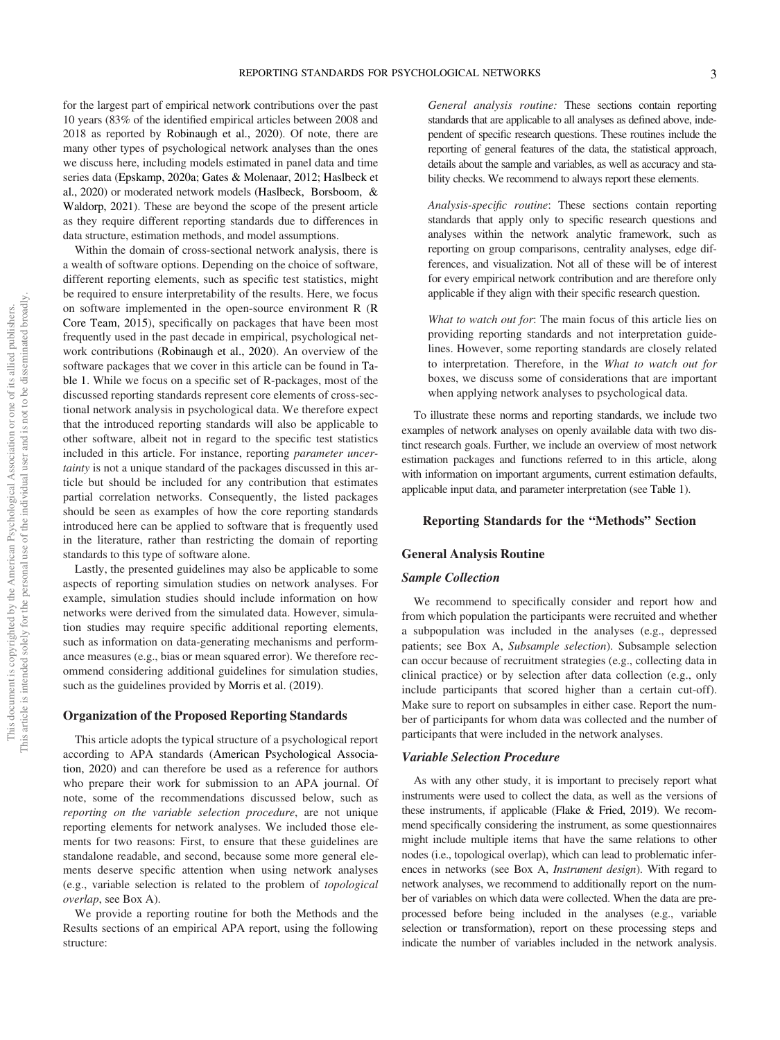for the largest part of empirical network contributions over the past 10 years (83% of the identified empirical articles between 2008 and 2018 as reported by Robinaugh et al., 2020). Of note, there are many other types of psychological network analyses than the ones we discuss here, including models estimated in panel data and time series data (Epskamp, 2020a; Gates & Molenaar, 2012; Haslbeck et al., 2020) or moderated network models (Haslbeck, Borsboom, & Waldorp, 2021). These are beyond the scope of the present article as they require different reporting standards due to differences in data structure, estimation methods, and model assumptions.

Within the domain of cross-sectional network analysis, there is a wealth of software options. Depending on the choice of software, different reporting elements, such as specific test statistics, might be required to ensure interpretability of the results. Here, we focus on software implemented in the open-source environment R (R Core Team, 2015), specifically on packages that have been most frequently used in the past decade in empirical, psychological network contributions (Robinaugh et al., 2020). An overview of the software packages that we cover in this article can be found in Table 1. While we focus on a specific set of R-packages, most of the discussed reporting standards represent core elements of cross-sectional network analysis in psychological data. We therefore expect that the introduced reporting standards will also be applicable to other software, albeit not in regard to the specific test statistics included in this article. For instance, reporting *parameter uncertainty* is not a unique standard of the packages discussed in this article but should be included for any contribution that estimates partial correlation networks. Consequently, the listed packages should be seen as examples of how the core reporting standards introduced here can be applied to software that is frequently used in the literature, rather than restricting the domain of reporting standards to this type of software alone.

Lastly, the presented guidelines may also be applicable to some aspects of reporting simulation studies on network analyses. For example, simulation studies should include information on how networks were derived from the simulated data. However, simulation studies may require specific additional reporting elements, such as information on data-generating mechanisms and performance measures (e.g., bias or mean squared error). We therefore recommend considering additional guidelines for simulation studies, such as the guidelines provided by Morris et al. (2019).

## Organization of the Proposed Reporting Standards

This article adopts the typical structure of a psychological report according to APA standards (American Psychological Association, 2020) and can therefore be used as a reference for authors who prepare their work for submission to an APA journal. Of note, some of the recommendations discussed below, such as *reporting on the variable selection procedure*, are not unique reporting elements for network analyses. We included those elements for two reasons: First, to ensure that these guidelines are standalone readable, and second, because some more general elements deserve specific attention when using network analyses (e.g., variable selection is related to the problem of *topological overlap*, see Box A).

We provide a reporting routine for both the Methods and the Results sections of an empirical APA report, using the following structure:

*General analysis routine:* These sections contain reporting standards that are applicable to all analyses as defined above, independent of specific research questions. These routines include the reporting of general features of the data, the statistical approach, details about the sample and variables, as well as accuracy and stability checks. We recommend to always report these elements.

*Analysis-specific routine*: These sections contain reporting standards that apply only to specific research questions and analyses within the network analytic framework, such as reporting on group comparisons, centrality analyses, edge differences, and visualization. Not all of these will be of interest for every empirical network contribution and are therefore only applicable if they align with their specific research question.

*What to watch out for*: The main focus of this article lies on providing reporting standards and not interpretation guidelines. However, some reporting standards are closely related to interpretation. Therefore, in the *What to watch out for* boxes, we discuss some of considerations that are important when applying network analyses to psychological data.

To illustrate these norms and reporting standards, we include two examples of network analyses on openly available data with two distinct research goals. Further, we include an overview of most network estimation packages and functions referred to in this article, along with information on important arguments, current estimation defaults, applicable input data, and parameter interpretation (see Table 1).

## Reporting Standards for the "Methods" Section

### General Analysis Routine

#### Sample Collection

We recommend to specifically consider and report how and from which population the participants were recruited and whether a subpopulation was included in the analyses (e.g., depressed patients; see Box A, *Subsample selection*). Subsample selection can occur because of recruitment strategies (e.g., collecting data in clinical practice) or by selection after data collection (e.g., only include participants that scored higher than a certain cut-off). Make sure to report on subsamples in either case. Report the number of participants for whom data was collected and the number of participants that were included in the network analyses.

#### Variable Selection Procedure

As with any other study, it is important to precisely report what instruments were used to collect the data, as well as the versions of these instruments, if applicable (Flake & Fried, 2019). We recommend specifically considering the instrument, as some questionnaires might include multiple items that have the same relations to other nodes (i.e., topological overlap), which can lead to problematic inferences in networks (see Box A, *Instrument design*). With regard to network analyses, we recommend to additionally report on the number of variables on which data were collected. When the data are preprocessed before being included in the analyses (e.g., variable selection or transformation), report on these processing steps and indicate the number of variables included in the network analysis.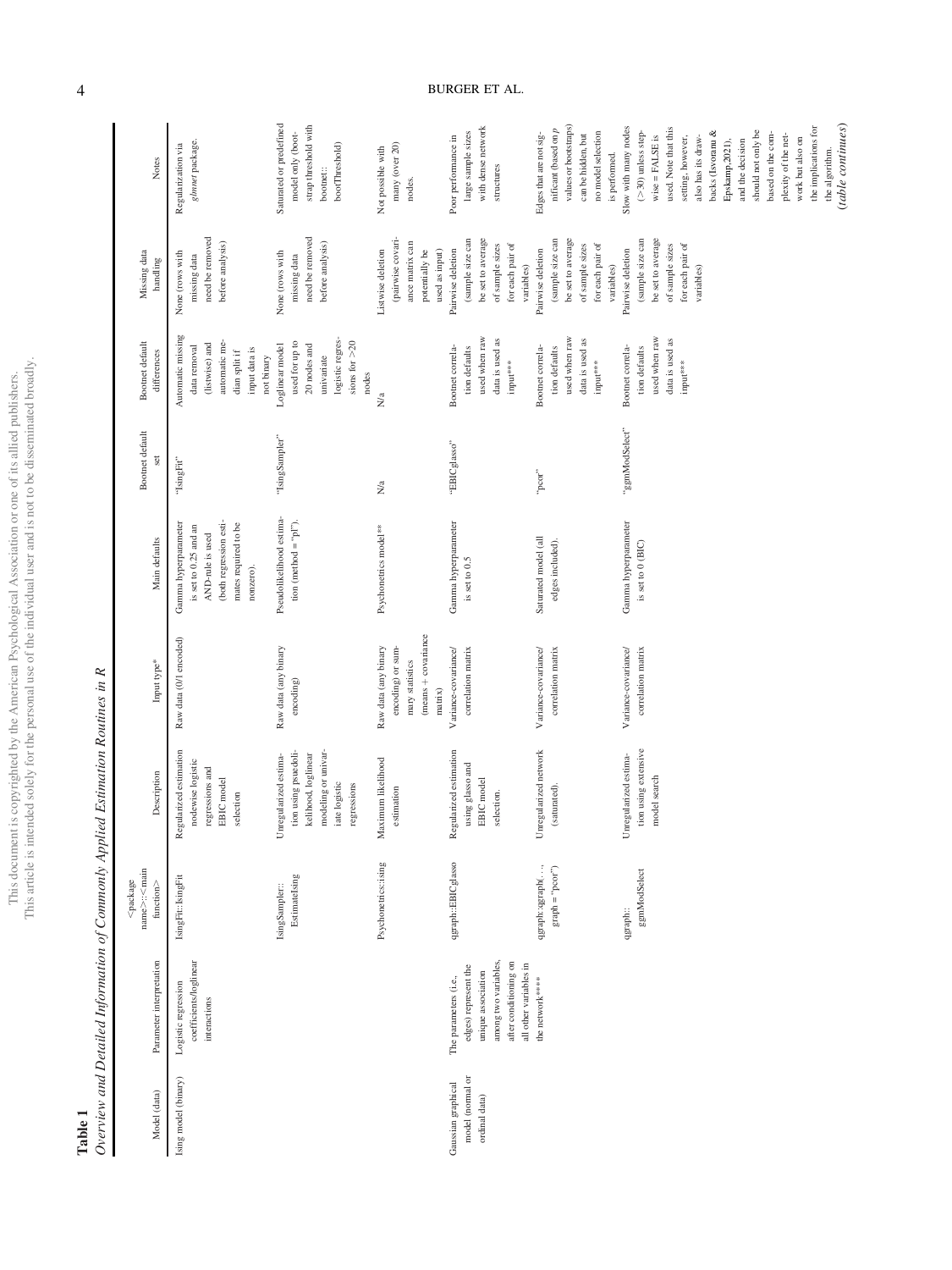**Table 1**

*Overview and Detailed Information of Commonly Applied Estimation Routines in R*

| Model (data) | Parameter interpretation | <package name>::<main function> | Description | Input type* | Main defaults | Bootnet default set | Bootnet default differences | Missing data handling | Notes |
|---|---|---|---|---|---|---|---|---|---|
| Ising model (binary) | Logistic regression coefficients/loglinear interactions | IsingFit::IsingFit | Regularized estimation nodewise logistic regressions and EBIC model selection | Raw data (0/1 encoded) | Gamma hyperparameter is set to 0.25 and an AND-rule is used (both regression estimates required to be nonzero). | "IsingFit" | Automatic missing data removal (listwise) and automatic median split if input data is not binary | None (rows with missing data need be removed before analysis) | Regularization via *glmnet* package. |
| | | IsingSampler:: EstimateIsing | Unregularized estimation using psuedolikelihood, loglinear modeling or univariate logistic regressions | Raw data (any binary encoding) | Pseudolikelihood estimation (method = "pl"). | "IsingSampler" | Loglinear model used for up to 20 nodes and univariate logistic regressions for >20 nodes | None (rows with missing data need be removed before analysis) | Saturated or predefined model only (bootstrap threshold with bootnet:: bootThreshold) |
| | | Psychonetrics::ising | Maximum likelihood estimation | Raw data (any binary encoding) or summary statistics (means + covariance matrix) | Psychonetrics model** | N/a | N/a | Listwise deletion (pairwise covariance matrix can potentially be used as input) | Not possible with many (over 20) nodes. |
| Gaussian graphical model (normal or ordinal data) | The parameters (i.e., edges) represent the unique association among two variables, after conditioning on all other variables in the network**** | qgraph::EBICglasso | Regularized estimation using glasso and EBIC model selection. | Variance-covariance/ correlation matrix | Gamma hyperparameter is set to 0.5 | "EBICglasso" | Bootnet correlation defaults used when raw data is used as input*** | Pairwise deletion (sample size can be set to average of sample sizes for each pair of variables) | Poor performance in large sample sizes with dense network structures |
| | | qgraph::qgraph(…, graph = "pcor") | Unregularized network (saturated). | Variance-covariance/ correlation matrix | Saturated model (all edges included). | "pcor" | Bootnet correlation defaults used when raw data is used as input*** | Pairwise deletion (sample size can be set to average of sample sizes for each pair of variables) | Edges that are not significant (based on *p* values or bootstraps) can be hidden, but no model selection is performed. |
| | | qgraph:: ggmModSelect | Unregularized estimation using extensive model search | Variance-covariance/ correlation matrix | Gamma hyperparameter is set to 0 (BIC) | "ggmModSelect" | Bootnet correlation defaults used when raw data is used as input*** | Pairwise deletion (sample size can be set to average of sample sizes for each pair of variables) | Slow with many nodes (> 30) unless stepwise = FALSE is used. Note that this setting, however, also has its drawbacks (Isvoranu & Epskamp, 2021), and the decision should not only be based on the complexity of the network but also on the implications for the algorithm. |

*(table continues)*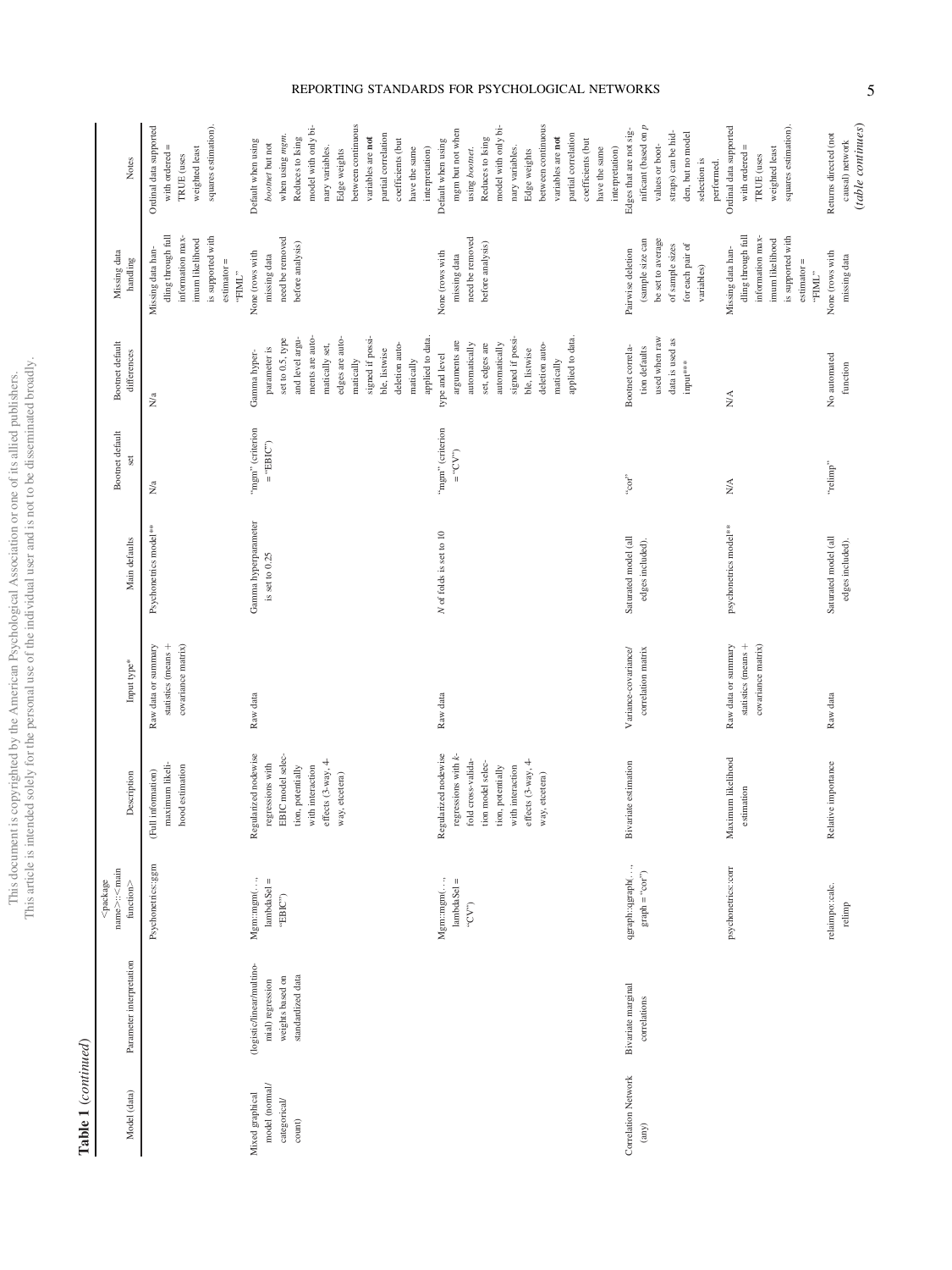**Table 1** (*continued*)

| Model (data) | Parameter interpretation | <package name>::<main function> | Description | Input type* | Main defaults | Bootnet default set | Bootnet default differences | Missing data handling | Notes |
|---|---|---|---|---|---|---|---|---|---|
| | | Psychonetrics::ggm | (Full information) maximum likelihood estimation | Raw data or summary statistics (means + covariance matrix) | Psychonetrics model** | N/a | N/a | Missing data handling through full information maximum likelihood is supported with estimator = "FIML" | Ordinal data supported with ordered = TRUE (uses weighted least squares estimation). |
| Mixed graphical model (normal/categorical/count) | (logistic/linear/multinomial) regression weights based on standardized data | Mgm::mgm(…, lambdaSel = "EBIC") | Regularized nodewise regressions with EBIC model selection, potentially with interaction effects (3-way, 4-way, etcetera) | Raw data | Gamma hyperparameter is set to 0.25 | "mgm" (criterion = "EBIC") | Gamma hyperparameter is set to 0.5, type and level arguments are automatically set, edges are automatically signed if possible, listwise deletion automatically applied to data. | None (rows with missing data need be removed before analysis) | Default when using *bootnet* but not when using *mgm*. Reduces to Ising model with only binary variables. Edge weights between continuous variables are **not** partial correlation coefficients (but have the same interpretation) |
| | | Mgm::mgm(…, lambdaSel = "CV") | Regularized nodewise regressions with *k*-fold cross-validation model selection, potentially with interaction effects (3-way, 4-way, etcetera) | Raw data | *N* of folds is set to 10 | "mgm" (criterion = "CV") | type and level arguments are automatically set, edges are automatically signed if possible, listwise deletion automatically applied to data. | None (rows with missing data need be removed before analysis) | Default when using mgm but not when using *bootnet*. Reduces to Ising model with only binary variables. Edge weights between continuous variables are **not** partial correlation coefficients (but have the same interpretation) |
| Correlation Network (any) | Bivariate marginal correlations | qgraph::qgraph(…, graph = "cor") | Bivariate estimation | Variance-covariance/correlation matrix | Saturated model (all edges included). | "cor" | Bootnet correlation defaults used when raw data is used as input*** | Pairwise deletion (sample size can be set to average of sample sizes for each pair of variables) | Edges that are not significant (based on *p* values or bootstraps) can be hidden, but no model selection is performed. |
| | | psychonetrics::corr | Maximum likelihood estimation | Raw data or summary statistics (means + covariance matrix) | psychonetrics model** | N/A | N/A | Missing data handling through full information maximum likelihood is supported with estimator = "FIML" | Ordinal data supported with ordered = TRUE (uses weighted least squares estimation). |
| | | relaimpo::calc.relimp | Relative importance | Raw data | Saturated model (all edges included). | "relimp" | No automated function | None (rows with missing data | Returns directed (not causal) network |

(*table continues*)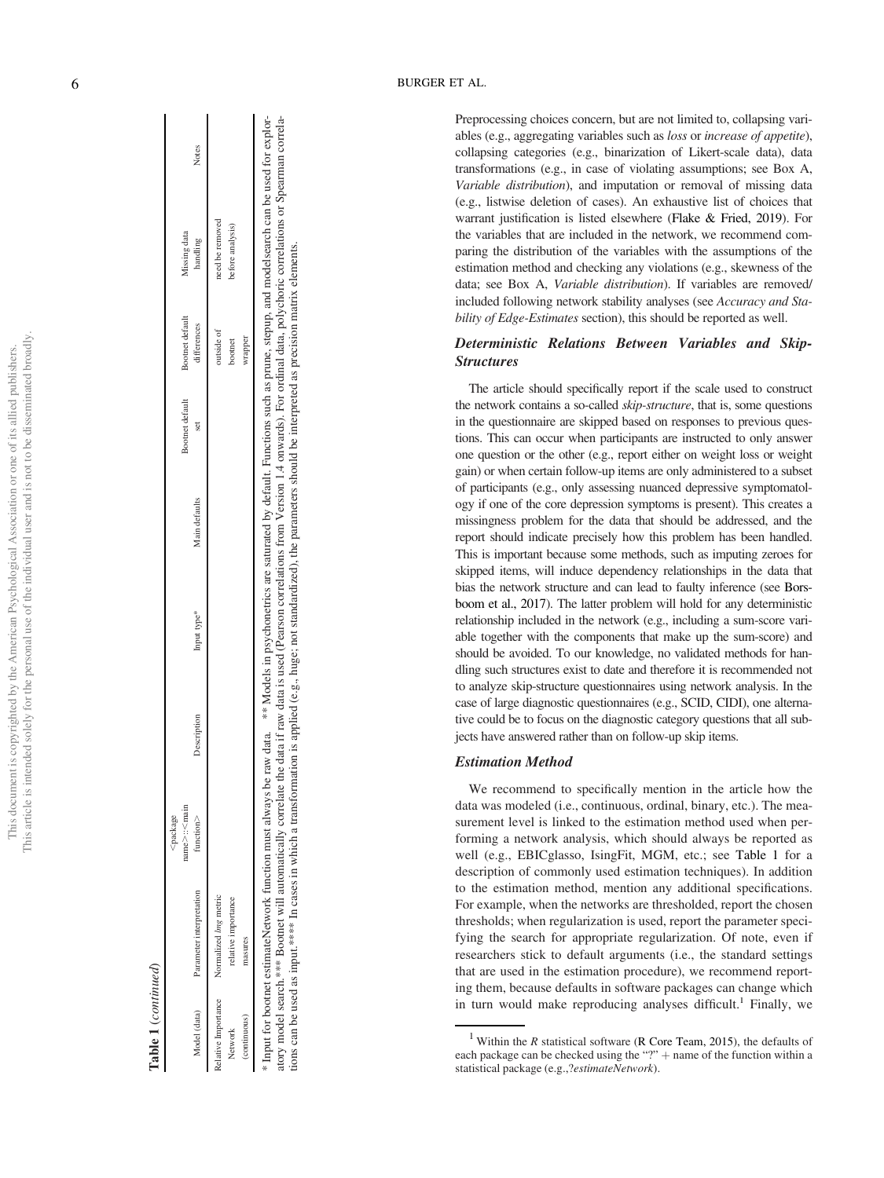**Table 1** (*continued*)

| Model (data) | Parameter interpretation | <package name>::<main function> | Description | Input type* | Main defaults | Bootnet default set | Bootnet default differences | Missing data handling | Notes |
|---|---|---|---|---|---|---|---|---|---|
| Relative Importance Network (continuous) | Normalized *lmg* metric relative importance masures | | | | | | outside of bootnet wrapper | need be removed before analysis) | |

\* Input for bootnet estimateNetwork function must always be raw data. ** Models in psychonetrics are saturated by default. Functions such as prune, stepup, and modelsearch can be used for exploratory model search.*** Bootnet will automatically correlate the data if raw data is used (Pearson correlations from Version 1.4 onwards). For ordinal data, polychoric correlations or Spearman correlations can be used as input.**** In cases in which a transformation is applied (e.g., huge; not standardized), the parameters should be interpreted as precision matrix elements.

Preprocessing choices concern, but are not limited to, collapsing variables (e.g., aggregating variables such as *loss* or *increase of appetite*), collapsing categories (e.g., binarization of Likert-scale data), data transformations (e.g., in case of violating assumptions; see Box A, *Variable distribution*), and imputation or removal of missing data (e.g., listwise deletion of cases). An exhaustive list of choices that warrant justification is listed elsewhere (Flake & Fried, 2019). For the variables that are included in the network, we recommend comparing the distribution of the variables with the assumptions of the estimation method and checking any violations (e.g., skewness of the data; see Box A, *Variable distribution*). If variables are removed/included following network stability analyses (see *Accuracy and Stability of Edge-Estimates* section), this should be reported as well.

### Deterministic Relations Between Variables and Skip-Structures

The article should specifically report if the scale used to construct the network contains a so-called *skip-structure*, that is, some questions in the questionnaire are skipped based on responses to previous questions. This can occur when participants are instructed to only answer one question or the other (e.g., report either on weight loss or weight gain) or when certain follow-up items are only administered to a subset of participants (e.g., only assessing nuanced depressive symptomatology if one of the core depression symptoms is present). This creates a missingness problem for the data that should be addressed, and the report should indicate precisely how this problem has been handled. This is important because some methods, such as imputing zeroes for skipped items, will induce dependency relationships in the data that bias the network structure and can lead to faulty inference (see Borsboom et al., 2017). The latter problem will hold for any deterministic relationship included in the network (e.g., including a sum-score variable together with the components that make up the sum-score) and should be avoided. To our knowledge, no validated methods for handling such structures exist to date and therefore it is recommended not to analyze skip-structure questionnaires using network analysis. In the case of large diagnostic questionnaires (e.g., SCID, CIDI), one alternative could be to focus on the diagnostic category questions that all subjects have answered rather than on follow-up skip items.

### Estimation Method

We recommend to specifically mention in the article how the data was modeled (i.e., continuous, ordinal, binary, etc.). The measurement level is linked to the estimation method used when performing a network analysis, which should always be reported as well (e.g., EBICglasso, IsingFit, MGM, etc.; see Table 1 for a description of commonly used estimation techniques). In addition to the estimation method, mention any additional specifications. For example, when the networks are thresholded, report the chosen thresholds; when regularization is used, report the parameter specifying the search for appropriate regularization. Of note, even if researchers stick to default arguments (i.e., the standard settings that are used in the estimation procedure), we recommend reporting them, because defaults in software packages can change which in turn would make reproducing analyses difficult.[1] Finally, we

[1] Within the *R* statistical software (R Core Team, 2015), the defaults of each package can be checked using the "?" + name of the function within a statistical package (e.g.,?*estimateNetwork*).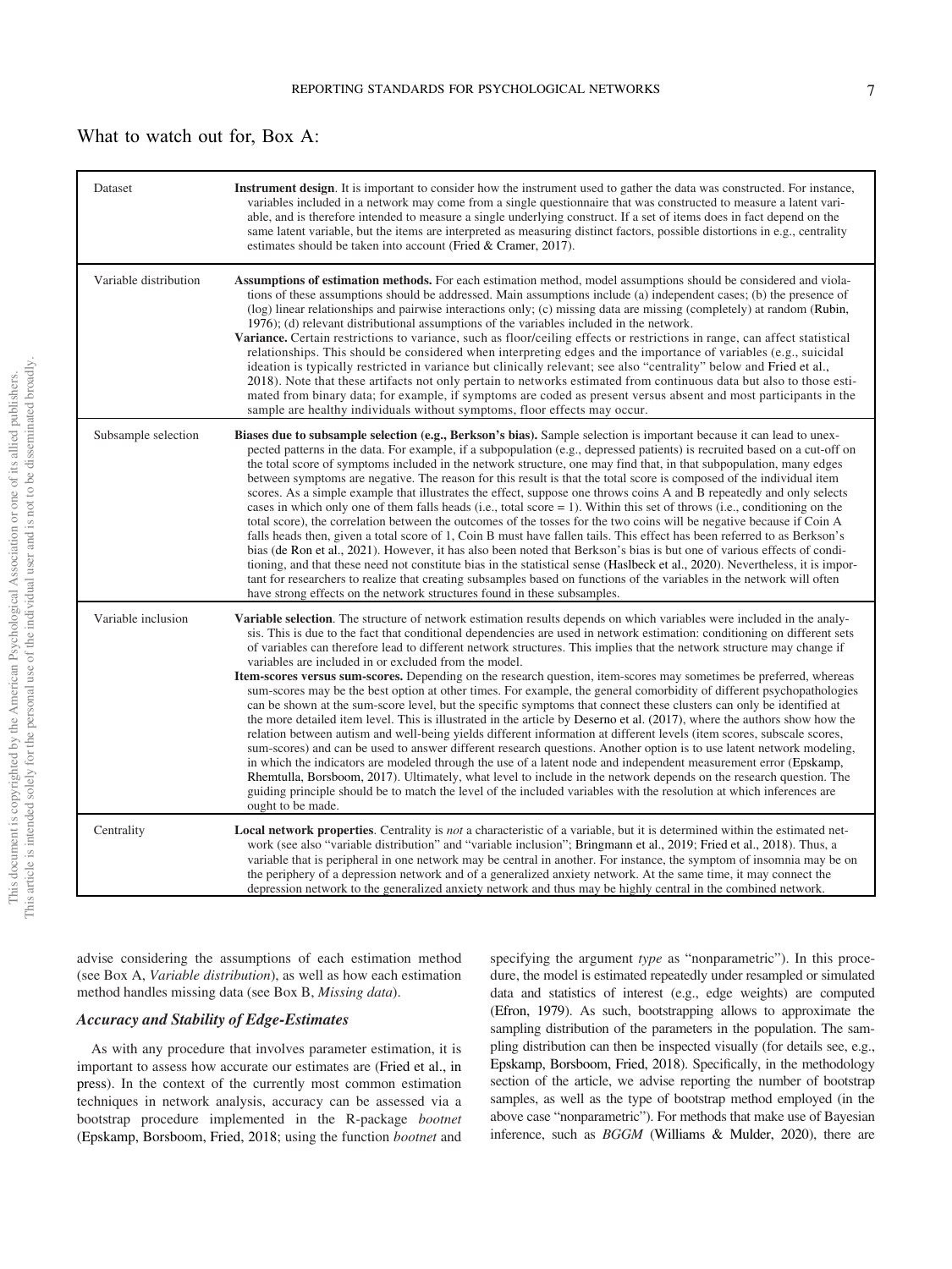What to watch out for, Box A:

| | |
|---|---|
| Dataset | **Instrument design**. It is important to consider how the instrument used to gather the data was constructed. For instance, variables included in a network may come from a single questionnaire that was constructed to measure a latent variable, and is therefore intended to measure a single underlying construct. If a set of items does in fact depend on the same latent variable, but the items are interpreted as measuring distinct factors, possible distortions in e.g., centrality estimates should be taken into account (Fried & Cramer, 2017). |
| Variable distribution | **Assumptions of estimation methods.** For each estimation method, model assumptions should be considered and violations of these assumptions should be addressed. Main assumptions include (a) independent cases; (b) the presence of (log) linear relationships and pairwise interactions only; (c) missing data are missing (completely) at random (Rubin, 1976); (d) relevant distributional assumptions of the variables included in the network. **Variance.** Certain restrictions to variance, such as floor/ceiling effects or restrictions in range, can affect statistical relationships. This should be considered when interpreting edges and the importance of variables (e.g., suicidal ideation is typically restricted in variance but clinically relevant; see also "centrality" below and Fried et al., 2018). Note that these artifacts not only pertain to networks estimated from continuous data but also to those estimated from binary data; for example, if symptoms are coded as present versus absent and most participants in the sample are healthy individuals without symptoms, floor effects may occur. |
| Subsample selection | **Biases due to subsample selection (e.g., Berkson's bias).** Sample selection is important because it can lead to unexpected patterns in the data. For example, if a subpopulation (e.g., depressed patients) is recruited based on a cut-off on the total score of symptoms included in the network structure, one may find that, in that subpopulation, many edges between symptoms are negative. The reason for this result is that the total score is composed of the individual item scores. As a simple example that illustrates the effect, suppose one throws coins A and B repeatedly and only selects cases in which only one of them falls heads (i.e., total score = 1). Within this set of throws (i.e., conditioning on the total score), the correlation between the outcomes of the tosses for the two coins will be negative because if Coin A falls heads then, given a total score of 1, Coin B must have fallen tails. This effect has been referred to as Berkson's bias (de Ron et al., 2021). However, it has also been noted that Berkson's bias is but one of various effects of conditioning, and that these need not constitute bias in the statistical sense (Haslbeck et al., 2020). Nevertheless, it is important for researchers to realize that creating subsamples based on functions of the variables in the network will often have strong effects on the network structures found in these subsamples. |
| Variable inclusion | **Variable selection**. The structure of network estimation results depends on which variables were included in the analysis. This is due to the fact that conditional dependencies are used in network estimation: conditioning on different sets of variables can therefore lead to different network structures. This implies that the network structure may change if variables are included in or excluded from the model. **Item-scores versus sum-scores.** Depending on the research question, item-scores may sometimes be preferred, whereas sum-scores may be the best option at other times. For example, the general comorbidity of different psychopathologies can be shown at the sum-score level, but the specific symptoms that connect these clusters can only be identified at the more detailed item level. This is illustrated in the article by Deserno et al. (2017), where the authors show how the relation between autism and well-being yields different information at different levels (item scores, subscale scores, sum-scores) and can be used to answer different research questions. Another option is to use latent network modeling, in which the indicators are modeled through the use of a latent node and independent measurement error (Epskamp, Rhemtulla, Borsboom, 2017). Ultimately, what level to include in the network depends on the research question. The guiding principle should be to match the level of the included variables with the resolution at which inferences are ought to be made. |
| Centrality | **Local network properties**. Centrality is *not* a characteristic of a variable, but it is determined within the estimated network (see also "variable distribution" and "variable inclusion"; Bringmann et al., 2019; Fried et al., 2018). Thus, a variable that is peripheral in one network may be central in another. For instance, the symptom of insomnia may be on the periphery of a depression network and of a generalized anxiety network. At the same time, it may connect the depression network to the generalized anxiety network and thus may be highly central in the combined network. |

advise considering the assumptions of each estimation method (see Box A, *Variable distribution*), as well as how each estimation method handles missing data (see Box B, *Missing data*).

### Accuracy and Stability of Edge-Estimates

As with any procedure that involves parameter estimation, it is important to assess how accurate our estimates are (Fried et al., in press). In the context of the currently most common estimation techniques in network analysis, accuracy can be assessed via a bootstrap procedure implemented in the R-package *bootnet* (Epskamp, Borsboom, Fried, 2018; using the function *bootnet* and specifying the argument *type* as "nonparametric"). In this procedure, the model is estimated repeatedly under resampled or simulated data and statistics of interest (e.g., edge weights) are computed (Efron, 1979). As such, bootstrapping allows to approximate the sampling distribution of the parameters in the population. The sampling distribution can then be inspected visually (for details see, e.g., Epskamp, Borsboom, Fried, 2018). Specifically, in the methodology section of the article, we advise reporting the number of bootstrap samples, as well as the type of bootstrap method employed (in the above case "nonparametric"). For methods that make use of Bayesian inference, such as *BGGM* (Williams & Mulder, 2020), there are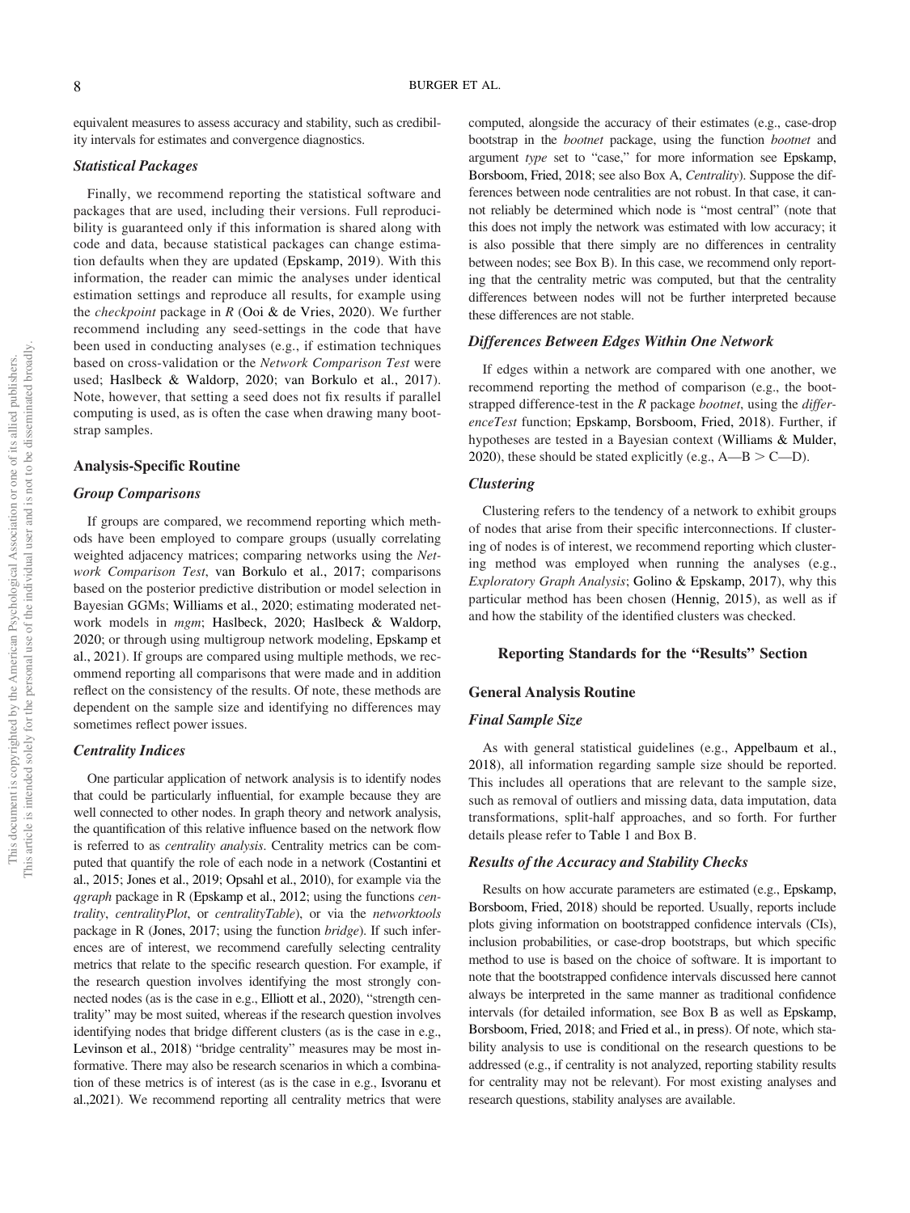equivalent measures to assess accuracy and stability, such as credibility intervals for estimates and convergence diagnostics.

### *Statistical Packages*

Finally, we recommend reporting the statistical software and packages that are used, including their versions. Full reproducibility is guaranteed only if this information is shared along with code and data, because statistical packages can change estimation defaults when they are updated (Epskamp, 2019). With this information, the reader can mimic the analyses under identical estimation settings and reproduce all results, for example using the *checkpoint* package in *R* (Ooi & de Vries, 2020). We further recommend including any seed-settings in the code that have been used in conducting analyses (e.g., if estimation techniques based on cross-validation or the *Network Comparison Test* were used; Haslbeck & Waldorp, 2020; van Borkulo et al., 2017). Note, however, that setting a seed does not fix results if parallel computing is used, as is often the case when drawing many bootstrap samples.

## Analysis-Specific Routine

### *Group Comparisons*

If groups are compared, we recommend reporting which methods have been employed to compare groups (usually correlating weighted adjacency matrices; comparing networks using the *Network Comparison Test*, van Borkulo et al., 2017; comparisons based on the posterior predictive distribution or model selection in Bayesian GGMs; Williams et al., 2020; estimating moderated network models in *mgm*; Haslbeck, 2020; Haslbeck & Waldorp, 2020; or through using multigroup network modeling, Epskamp et al., 2021). If groups are compared using multiple methods, we recommend reporting all comparisons that were made and in addition reflect on the consistency of the results. Of note, these methods are dependent on the sample size and identifying no differences may sometimes reflect power issues.

### *Centrality Indices*

One particular application of network analysis is to identify nodes that could be particularly influential, for example because they are well connected to other nodes. In graph theory and network analysis, the quantification of this relative influence based on the network flow is referred to as *centrality analysis*. Centrality metrics can be computed that quantify the role of each node in a network (Costantini et al., 2015; Jones et al., 2019; Opsahl et al., 2010), for example via the *qgraph* package in R (Epskamp et al., 2012; using the functions *centrality*, *centralityPlot*, or *centralityTable*), or via the *networktools* package in R (Jones, 2017; using the function *bridge*). If such inferences are of interest, we recommend carefully selecting centrality metrics that relate to the specific research question. For example, if the research question involves identifying the most strongly connected nodes (as is the case in e.g., Elliott et al., 2020), "strength centrality" may be most suited, whereas if the research question involves identifying nodes that bridge different clusters (as is the case in e.g., Levinson et al., 2018) "bridge centrality" measures may be most informative. There may also be research scenarios in which a combination of these metrics is of interest (as is the case in e.g., Isvoranu et al.,2021). We recommend reporting all centrality metrics that were computed, alongside the accuracy of their estimates (e.g., case-drop bootstrap in the *bootnet* package, using the function *bootnet* and argument *type* set to "case," for more information see Epskamp, Borsboom, Fried, 2018; see also Box A, *Centrality*). Suppose the differences between node centralities are not robust. In that case, it cannot reliably be determined which node is "most central" (note that this does not imply the network was estimated with low accuracy; it is also possible that there simply are no differences in centrality between nodes; see Box B). In this case, we recommend only reporting that the centrality metric was computed, but that the centrality differences between nodes will not be further interpreted because these differences are not stable.

### *Differences Between Edges Within One Network*

If edges within a network are compared with one another, we recommend reporting the method of comparison (e.g., the bootstrapped difference-test in the *R* package *bootnet*, using the *differenceTest* function; Epskamp, Borsboom, Fried, 2018). Further, if hypotheses are tested in a Bayesian context (Williams & Mulder, 2020), these should be stated explicitly (e.g., A—B > C—D).

### *Clustering*

Clustering refers to the tendency of a network to exhibit groups of nodes that arise from their specific interconnections. If clustering of nodes is of interest, we recommend reporting which clustering method was employed when running the analyses (e.g., *Exploratory Graph Analysis*; Golino & Epskamp, 2017), why this particular method has been chosen (Hennig, 2015), as well as if and how the stability of the identified clusters was checked.

# Reporting Standards for the "Results" Section

## General Analysis Routine

### *Final Sample Size*

As with general statistical guidelines (e.g., Appelbaum et al., 2018), all information regarding sample size should be reported. This includes all operations that are relevant to the sample size, such as removal of outliers and missing data, data imputation, data transformations, split-half approaches, and so forth. For further details please refer to Table 1 and Box B.

### *Results of the Accuracy and Stability Checks*

Results on how accurate parameters are estimated (e.g., Epskamp, Borsboom, Fried, 2018) should be reported. Usually, reports include plots giving information on bootstrapped confidence intervals (CIs), inclusion probabilities, or case-drop bootstraps, but which specific method to use is based on the choice of software. It is important to note that the bootstrapped confidence intervals discussed here cannot always be interpreted in the same manner as traditional confidence intervals (for detailed information, see Box B as well as Epskamp, Borsboom, Fried, 2018; and Fried et al., in press). Of note, which stability analysis to use is conditional on the research questions to be addressed (e.g., if centrality is not analyzed, reporting stability results for centrality may not be relevant). For most existing analyses and research questions, stability analyses are available.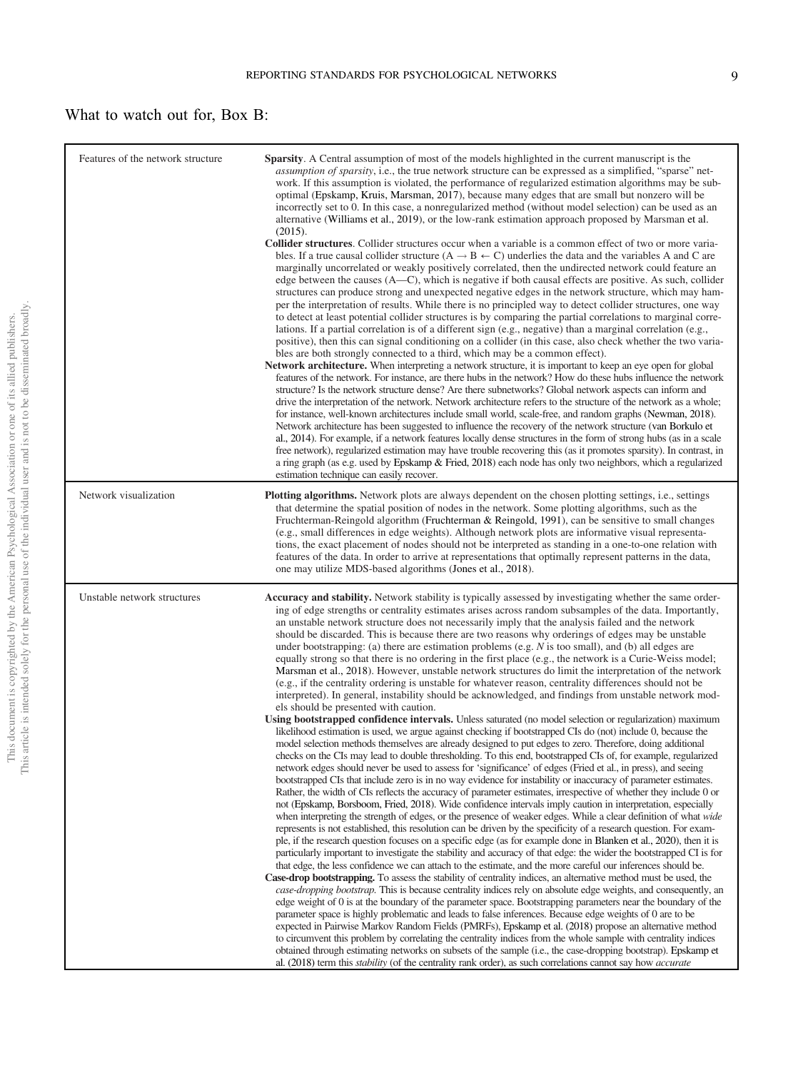What to watch out for, Box B:

| | |
|---|---|
| Features of the network structure | **Sparsity**. A Central assumption of most of the models highlighted in the current manuscript is the *assumption of sparsity*, i.e., the true network structure can be expressed as a simplified, "sparse" network. If this assumption is violated, the performance of regularized estimation algorithms may be suboptimal (Epskamp, Kruis, Marsman, 2017), because many edges that are small but nonzero will be incorrectly set to 0. In this case, a nonregularized method (without model selection) can be used as an alternative (Williams et al., 2019), or the low-rank estimation approach proposed by Marsman et al. (2015).<br>**Collider structures**. Collider structures occur when a variable is a common effect of two or more variables. If a true causal collider structure (A → B ← C) underlies the data and the variables A and C are marginally uncorrelated or weakly positively correlated, then the undirected network could feature an edge between the causes (A—C), which is negative if both causal effects are positive. As such, collider structures can produce strong and unexpected negative edges in the network structure, which may hamper the interpretation of results. While there is no principled way to detect collider structures, one way to detect at least potential collider structures is by comparing the partial correlations to marginal correlations. If a partial correlation is of a different sign (e.g., negative) than a marginal correlation (e.g., positive), then this can signal conditioning on a collider (in this case, also check whether the two variables are both strongly connected to a third, which may be a common effect).<br>**Network architecture.** When interpreting a network structure, it is important to keep an eye open for global features of the network. For instance, are there hubs in the network? How do these hubs influence the network structure? Is the network structure dense? Are there subnetworks? Global network aspects can inform and drive the interpretation of the network. Network architecture refers to the structure of the network as a whole; for instance, well-known architectures include small world, scale-free, and random graphs (Newman, 2018). Network architecture has been suggested to influence the recovery of the network structure (van Borkulo et al., 2014). For example, if a network features locally dense structures in the form of strong hubs (as in a scale free network), regularized estimation may have trouble recovering this (as it promotes sparsity). In contrast, in a ring graph (as e.g. used by Epskamp & Fried, 2018) each node has only two neighbors, which a regularized estimation technique can easily recover. |
| Network visualization | **Plotting algorithms.** Network plots are always dependent on the chosen plotting settings, i.e., settings that determine the spatial position of nodes in the network. Some plotting algorithms, such as the Fruchterman-Reingold algorithm (Fruchterman & Reingold, 1991), can be sensitive to small changes (e.g., small differences in edge weights). Although network plots are informative visual representations, the exact placement of nodes should not be interpreted as standing in a one-to-one relation with features of the data. In order to arrive at representations that optimally represent patterns in the data, one may utilize MDS-based algorithms (Jones et al., 2018). |
| Unstable network structures | **Accuracy and stability.** Network stability is typically assessed by investigating whether the same ordering of edge strengths or centrality estimates arises across random subsamples of the data. Importantly, an unstable network structure does not necessarily imply that the analysis failed and the network should be discarded. This is because there are two reasons why orderings of edges may be unstable under bootstrapping: (a) there are estimation problems (e.g. $N$ is too small), and (b) all edges are equally strong so that there is no ordering in the first place (e.g., the network is a Curie-Weiss model; Marsman et al., 2018). However, unstable network structures do limit the interpretation of the network (e.g., if the centrality ordering is unstable for whatever reason, centrality differences should not be interpreted). In general, instability should be acknowledged, and findings from unstable network models should be presented with caution.<br>**Using bootstrapped confidence intervals.** Unless saturated (no model selection or regularization) maximum likelihood estimation is used, we argue against checking if bootstrapped CIs do (not) include 0, because the model selection methods themselves are already designed to put edges to zero. Therefore, doing additional checks on the CIs may lead to double thresholding. To this end, bootstrapped CIs of, for example, regularized network edges should never be used to assess for 'significance' of edges (Fried et al., in press), and seeing bootstrapped CIs that include zero is in no way evidence for instability or inaccuracy of parameter estimates. Rather, the width of CIs reflects the accuracy of parameter estimates, irrespective of whether they include 0 or not (Epskamp, Borsboom, Fried, 2018). Wide confidence intervals imply caution in interpretation, especially when interpreting the strength of edges, or the presence of weaker edges. While a clear definition of what *wide* represents is not established, this resolution can be driven by the specificity of a research question. For example, if the research question focuses on a specific edge (as for example done in Blanken et al., 2020), then it is particularly important to investigate the stability and accuracy of that edge: the wider the bootstrapped CI is for that edge, the less confidence we can attach to the estimate, and the more careful our inferences should be.<br>**Case-drop bootstrapping.** To assess the stability of centrality indices, an alternative method must be used, the *case-dropping bootstrap*. This is because centrality indices rely on absolute edge weights, and consequently, an edge weight of 0 is at the boundary of the parameter space. Bootstrapping parameters near the boundary of the parameter space is highly problematic and leads to false inferences. Because edge weights of 0 are to be expected in Pairwise Markov Random Fields (PMRFs), Epskamp et al. (2018) propose an alternative method to circumvent this problem by correlating the centrality indices from the whole sample with centrality indices obtained through estimating networks on subsets of the sample (i.e., the case-dropping bootstrap). Epskamp et al. (2018) term this *stability* (of the centrality rank order), as such correlations cannot say how *accurate* |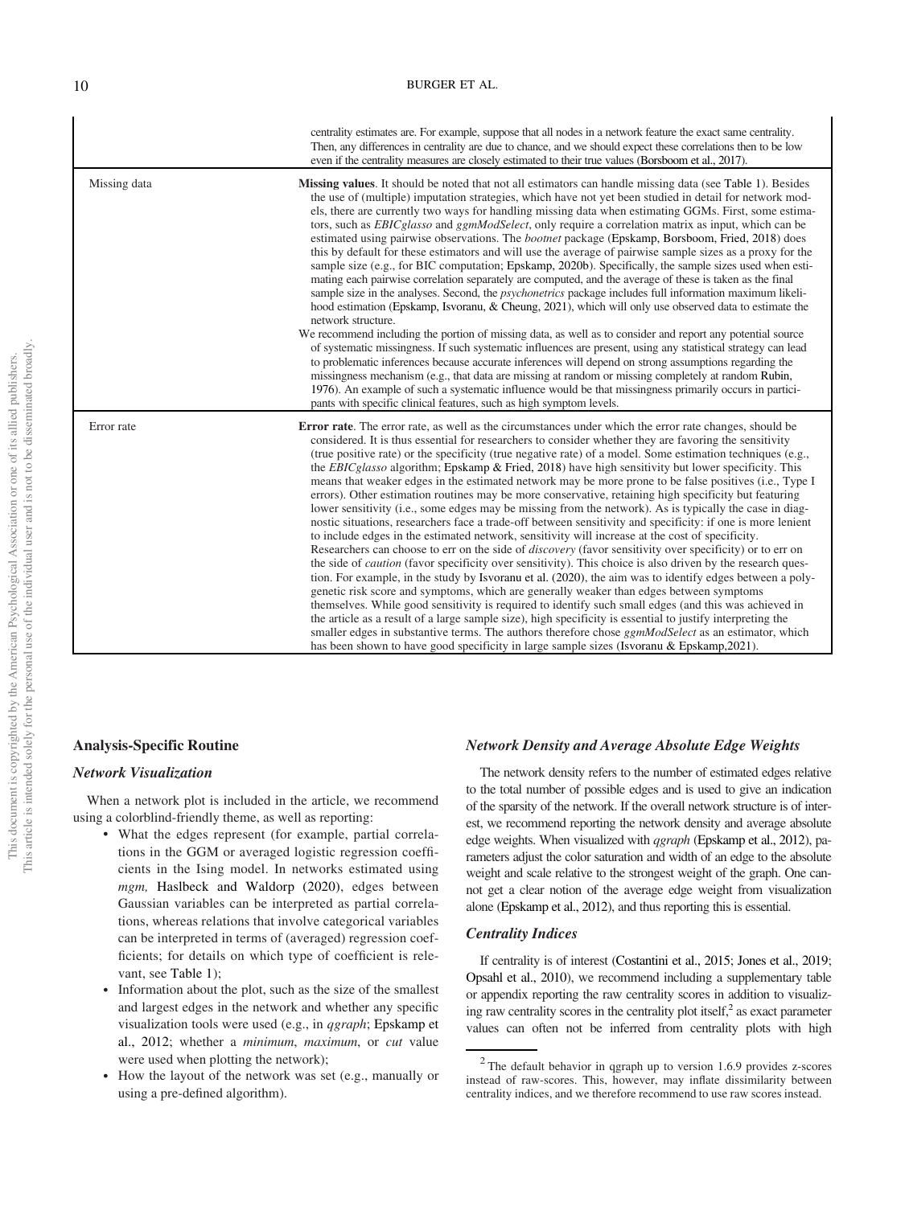| | |
|---|---|
| | centrality estimates are. For example, suppose that all nodes in a network feature the exact same centrality. Then, any differences in centrality are due to chance, and we should expect these correlations then to be low even if the centrality measures are closely estimated to their true values (Borsboom et al., 2017). |
| Missing data | **Missing values**. It should be noted that not all estimators can handle missing data (see Table 1). Besides the use of (multiple) imputation strategies, which have not yet been studied in detail for network models, there are currently two ways for handling missing data when estimating GGMs. First, some estimators, such as *EBICglasso* and *ggmModSelect*, only require a correlation matrix as input, which can be estimated using pairwise observations. The *bootnet* package (Epskamp, Borsboom, Fried, 2018) does this by default for these estimators and will use the average of pairwise sample sizes as a proxy for the sample size (e.g., for BIC computation; Epskamp, 2020b). Specifically, the sample sizes used when estimating each pairwise correlation separately are computed, and the average of these is taken as the final sample size in the analyses. Second, the *psychonetrics* package includes full information maximum likelihood estimation (Epskamp, Isvoranu, & Cheung, 2021), which will only use observed data to estimate the network structure. We recommend including the portion of missing data, as well as to consider and report any potential source of systematic missingness. If such systematic influences are present, using any statistical strategy can lead to problematic inferences because accurate inferences will depend on strong assumptions regarding the missingness mechanism (e.g., that data are missing at random or missing completely at random Rubin, 1976). An example of such a systematic influence would be that missingness primarily occurs in participants with specific clinical features, such as high symptom levels. |
| Error rate | **Error rate**. The error rate, as well as the circumstances under which the error rate changes, should be considered. It is thus essential for researchers to consider whether they are favoring the sensitivity (true positive rate) or the specificity (true negative rate) of a model. Some estimation techniques (e.g., the *EBICglasso* algorithm; Epskamp & Fried, 2018) have high sensitivity but lower specificity. This means that weaker edges in the estimated network may be more prone to be false positives (i.e., Type I errors). Other estimation routines may be more conservative, retaining high specificity but featuring lower sensitivity (i.e., some edges may be missing from the network). As is typically the case in diagnostic situations, researchers face a trade-off between sensitivity and specificity: if one is more lenient to include edges in the estimated network, sensitivity will increase at the cost of specificity. Researchers can choose to err on the side of *discovery* (favor sensitivity over specificity) or to err on the side of *caution* (favor specificity over sensitivity). This choice is also driven by the research question. For example, in the study by Isvoranu et al. (2020), the aim was to identify edges between a polygenetic risk score and symptoms, which are generally weaker than edges between symptoms themselves. While good sensitivity is required to identify such small edges (and this was achieved in the article as a result of a large sample size), high specificity is essential to justify interpreting the smaller edges in substantive terms. The authors therefore chose *ggmModSelect* as an estimator, which has been shown to have good specificity in large sample sizes (Isvoranu & Epskamp,2021). |

### Analysis-Specific Routine

#### *Network Visualization*

When a network plot is included in the article, we recommend using a colorblind-friendly theme, as well as reporting:

- What the edges represent (for example, partial correlations in the GGM or averaged logistic regression coefficients in the Ising model. In networks estimated using *mgm,* Haslbeck and Waldorp (2020), edges between Gaussian variables can be interpreted as partial correlations, whereas relations that involve categorical variables can be interpreted in terms of (averaged) regression coefficients; for details on which type of coefficient is relevant, see Table 1);
- Information about the plot, such as the size of the smallest and largest edges in the network and whether any specific visualization tools were used (e.g., in *qgraph*; Epskamp et al., 2012; whether a *minimum*, *maximum*, or *cut* value were used when plotting the network);
- How the layout of the network was set (e.g., manually or using a pre-defined algorithm).

#### *Network Density and Average Absolute Edge Weights*

The network density refers to the number of estimated edges relative to the total number of possible edges and is used to give an indication of the sparsity of the network. If the overall network structure is of interest, we recommend reporting the network density and average absolute edge weights. When visualized with *qgraph* (Epskamp et al., 2012), parameters adjust the color saturation and width of an edge to the absolute weight and scale relative to the strongest weight of the graph. One cannot get a clear notion of the average edge weight from visualization alone (Epskamp et al., 2012), and thus reporting this is essential.

#### *Centrality Indices*

If centrality is of interest (Costantini et al., 2015; Jones et al., 2019; Opsahl et al., 2010), we recommend including a supplementary table or appendix reporting the raw centrality scores in addition to visualizing raw centrality scores in the centrality plot itself,[2] as exact parameter values can often not be inferred from centrality plots with high

[2] The default behavior in qgraph up to version 1.6.9 provides z-scores instead of raw-scores. This, however, may inflate dissimilarity between centrality indices, and we therefore recommend to use raw scores instead.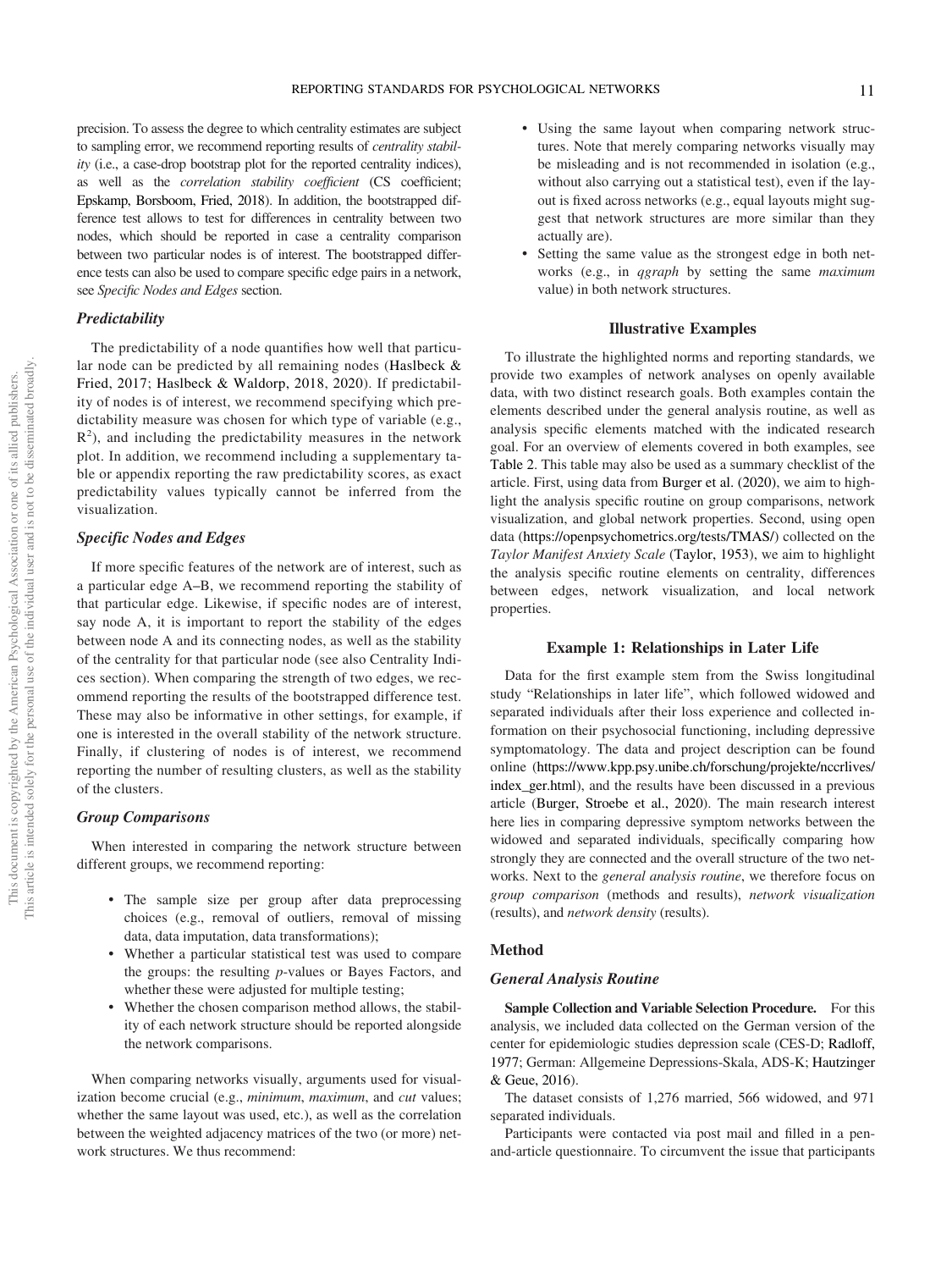precision. To assess the degree to which centrality estimates are subject to sampling error, we recommend reporting results of *centrality stability* (i.e., a case-drop bootstrap plot for the reported centrality indices), as well as the *correlation stability coefficient* (CS coefficient; Epskamp, Borsboom, Fried, 2018). In addition, the bootstrapped difference test allows to test for differences in centrality between two nodes, which should be reported in case a centrality comparison between two particular nodes is of interest. The bootstrapped difference tests can also be used to compare specific edge pairs in a network, see *Specific Nodes and Edges* section.

### Predictability

The predictability of a node quantifies how well that particular node can be predicted by all remaining nodes (Haslbeck & Fried, 2017; Haslbeck & Waldorp, 2018, 2020). If predictability of nodes is of interest, we recommend specifying which predictability measure was chosen for which type of variable (e.g., $R^2$), and including the predictability measures in the network plot. In addition, we recommend including a supplementary table or appendix reporting the raw predictability scores, as exact predictability values typically cannot be inferred from the visualization.

### Specific Nodes and Edges

If more specific features of the network are of interest, such as a particular edge A–B, we recommend reporting the stability of that particular edge. Likewise, if specific nodes are of interest, say node A, it is important to report the stability of the edges between node A and its connecting nodes, as well as the stability of the centrality for that particular node (see also Centrality Indices section). When comparing the strength of two edges, we recommend reporting the results of the bootstrapped difference test. These may also be informative in other settings, for example, if one is interested in the overall stability of the network structure. Finally, if clustering of nodes is of interest, we recommend reporting the number of resulting clusters, as well as the stability of the clusters.

### Group Comparisons

When interested in comparing the network structure between different groups, we recommend reporting:

- The sample size per group after data preprocessing choices (e.g., removal of outliers, removal of missing data, data imputation, data transformations);
- Whether a particular statistical test was used to compare the groups: the resulting *p*-values or Bayes Factors, and whether these were adjusted for multiple testing;
- Whether the chosen comparison method allows, the stability of each network structure should be reported alongside the network comparisons.

When comparing networks visually, arguments used for visualization become crucial (e.g., *minimum*, *maximum*, and *cut* values; whether the same layout was used, etc.), as well as the correlation between the weighted adjacency matrices of the two (or more) network structures. We thus recommend:

- Using the same layout when comparing network structures. Note that merely comparing networks visually may be misleading and is not recommended in isolation (e.g., without also carrying out a statistical test), even if the layout is fixed across networks (e.g., equal layouts might suggest that network structures are more similar than they actually are).
- Setting the same value as the strongest edge in both networks (e.g., in *qgraph* by setting the same *maximum* value) in both network structures.

## Illustrative Examples

To illustrate the highlighted norms and reporting standards, we provide two examples of network analyses on openly available data, with two distinct research goals. Both examples contain the elements described under the general analysis routine, as well as analysis specific elements matched with the indicated research goal. For an overview of elements covered in both examples, see Table 2. This table may also be used as a summary checklist of the article. First, using data from Burger et al. (2020), we aim to highlight the analysis specific routine on group comparisons, network visualization, and global network properties. Second, using open data (https://openpsychometrics.org/tests/TMAS/) collected on the *Taylor Manifest Anxiety Scale* (Taylor, 1953), we aim to highlight the analysis specific routine elements on centrality, differences between edges, network visualization, and local network properties.

## Example 1: Relationships in Later Life

Data for the first example stem from the Swiss longitudinal study "Relationships in later life", which followed widowed and separated individuals after their loss experience and collected information on their psychosocial functioning, including depressive symptomatology. The data and project description can be found online (https://www.kpp.psy.unibe.ch/forschung/projekte/nccrlives/index_ger.html), and the results have been discussed in a previous article (Burger, Stroebe et al., 2020). The main research interest here lies in comparing depressive symptom networks between the widowed and separated individuals, specifically comparing how strongly they are connected and the overall structure of the two networks. Next to the *general analysis routine*, we therefore focus on *group comparison* (methods and results), *network visualization* (results), and *network density* (results).

### Method

### General Analysis Routine

**Sample Collection and Variable Selection Procedure.** For this analysis, we included data collected on the German version of the center for epidemiologic studies depression scale (CES-D; Radloff, 1977; German: Allgemeine Depressions-Skala, ADS-K; Hautzinger & Geue, 2016).

The dataset consists of 1,276 married, 566 widowed, and 971 separated individuals.

Participants were contacted via post mail and filled in a pen-and-article questionnaire. To circumvent the issue that participants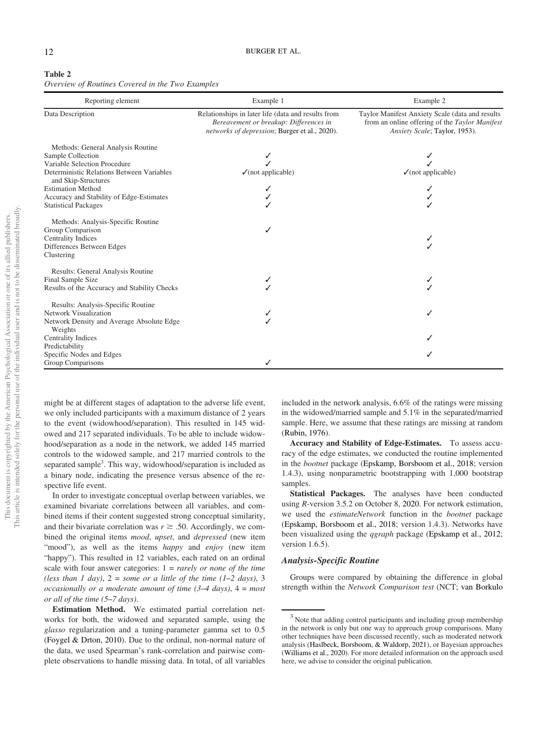**Table 2**

*Overview of Routines Covered in the Two Examples*

| Reporting element | Example 1 | Example 2 |
|---|---|---|
| Data Description | Relationships in later life (data and results from *Bereavement or breakup: Differences in networks of depression*; Burger et al., 2020). | Taylor Manifest Anxiety Scale (data and results from an online offering of the *Taylor Manifest Anxiety Scale*; Taylor, 1953). |
| Methods: General Analysis Routine | | |
| Sample Collection | ✓ | ✓ |
| Variable Selection Procedure | ✓ | ✓ |
| Deterministic Relations Between Variables and Skip-Structures | ✓(not applicable) | ✓(not applicable) |
| Estimation Method | ✓ | ✓ |
| Accuracy and Stability of Edge-Estimates | ✓ | ✓ |
| Statistical Packages | ✓ | ✓ |
| Methods: Analysis-Specific Routine | | |
| Group Comparison | ✓ | |
| Centrality Indices | | ✓ |
| Differences Between Edges | | ✓ |
| Clustering | | |
| Results: General Analysis Routine | | |
| Final Sample Size | ✓ | ✓ |
| Results of the Accuracy and Stability Checks | ✓ | ✓ |
| Results: Analysis-Specific Routine | | |
| Network Visualization | ✓ | ✓ |
| Network Density and Average Absolute Edge Weights | ✓ | |
| Centrality Indices | | ✓ |
| Predictability | | |
| Specific Nodes and Edges | | ✓ |
| Group Comparisons | ✓ | |

might be at different stages of adaptation to the adverse life event, we only included participants with a maximum distance of 2 years to the event (widowhood/separation). This resulted in 145 widowed and 217 separated individuals. To be able to include widowhood/separation as a node in the network, we added 145 married controls to the widowed sample, and 217 married controls to the separated sample[3]. This way, widowhood/separation is included as a binary node, indicating the presence versus absence of the respective life event.

In order to investigate conceptual overlap between variables, we examined bivariate correlations between all variables, and combined items if their content suggested strong conceptual similarity, and their bivariate correlation was $r \geq .50$. Accordingly, we combined the original items *mood*, *upset*, and *depressed* (new item "mood"), as well as the items *happy* and *enjoy* (new item "happy"). This resulted in 12 variables, each rated on an ordinal scale with four answer categories: 1 = *rarely or none of the time (less than 1 day)*, 2 = *some or a little of the time (1–2 days)*, 3 *occasionally or a moderate amount of time (3–4 days)*, 4 = *most or all of the time (5–7 days)*.

**Estimation Method.** We estimated partial correlation networks for both, the widowed and separated sample, using the *glasso* regularization and a tuning-parameter gamma set to 0.5 (Foygel & Drton, 2010). Due to the ordinal, non-normal nature of the data, we used Spearman's rank-correlation and pairwise complete observations to handle missing data. In total, of all variables included in the network analysis, 6.6% of the ratings were missing in the widowed/married sample and 5.1% in the separated/married sample. Here, we assume that these ratings are missing at random (Rubin, 1976).

**Accuracy and Stability of Edge-Estimates.** To assess accuracy of the edge estimates, we conducted the routine implemented in the *bootnet* package (Epskamp, Borsboom et al., 2018; version 1.4.3), using nonparametric bootstrapping with 1,000 bootstrap samples.

**Statistical Packages.** The analyses have been conducted using *R*-version 3.5.2 on October 8, 2020. For network estimation, we used the *estimateNetwork* function in the *bootnet* package (Epskamp, Borsboom et al., 2018; version 1.4.3). Networks have been visualized using the *qgraph* package (Epskamp et al., 2012; version 1.6.5).

### *Analysis-Specific Routine*

Groups were compared by obtaining the difference in global strength within the *Network Comparison test* (NCT; van Borkulo

[3] Note that adding control participants and including group membership in the network is only but one way to approach group comparisons. Many other techniques have been discussed recently, such as moderated network analysis (Haslbeck, Borsboom, & Waldorp, 2021), or Bayesian approaches (Williams et al., 2020). For more detailed information on the approach used here, we advise to consider the original publication.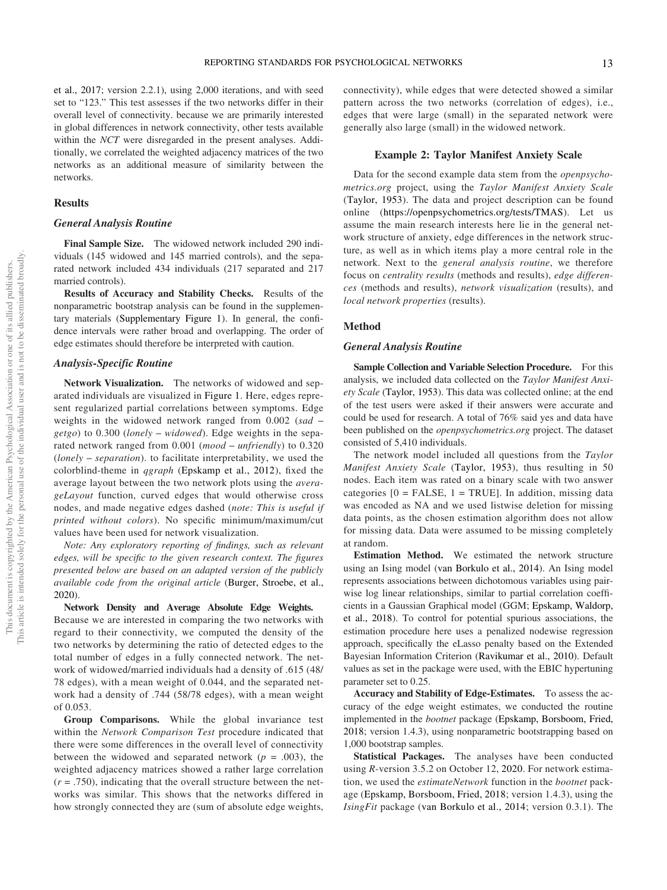et al., 2017; version 2.2.1), using 2,000 iterations, and with seed set to "123." This test assesses if the two networks differ in their overall level of connectivity. because we are primarily interested in global differences in network connectivity, other tests available within the *NCT* were disregarded in the present analyses. Additionally, we correlated the weighted adjacency matrices of the two networks as an additional measure of similarity between the networks.

## Results

### *General Analysis Routine*

**Final Sample Size.** The widowed network included 290 individuals (145 widowed and 145 married controls), and the separated network included 434 individuals (217 separated and 217 married controls).

**Results of Accuracy and Stability Checks.** Results of the nonparametric bootstrap analysis can be found in the supplementary materials (Supplementary Figure 1). In general, the confidence intervals were rather broad and overlapping. The order of edge estimates should therefore be interpreted with caution.

### *Analysis-Specific Routine*

**Network Visualization.** The networks of widowed and separated individuals are visualized in Figure 1. Here, edges represent regularized partial correlations between symptoms. Edge weights in the widowed network ranged from 0.002 (*sad* – *getgo*) to 0.300 (*lonely* – *widowed*). Edge weights in the separated network ranged from 0.001 (*mood* – *unfriendly*) to 0.320 (*lonely* – *separation*). to facilitate interpretability, we used the colorblind-theme in *qgraph* (Epskamp et al., 2012), fixed the average layout between the two network plots using the *averageLayout* function, curved edges that would otherwise cross nodes, and made negative edges dashed (*note: This is useful if printed without colors*). No specific minimum/maximum/cut values have been used for network visualization.

*Note: Any exploratory reporting of findings, such as relevant edges, will be specific to the given research context. The figures presented below are based on an adapted version of the publicly available code from the original article* (Burger, Stroebe, et al., 2020).

**Network Density and Average Absolute Edge Weights.** Because we are interested in comparing the two networks with regard to their connectivity, we computed the density of the two networks by determining the ratio of detected edges to the total number of edges in a fully connected network. The network of widowed/married individuals had a density of .615 (48/78 edges), with a mean weight of 0.044, and the separated network had a density of .744 (58/78 edges), with a mean weight of 0.053.

**Group Comparisons.** While the global invariance test within the *Network Comparison Test* procedure indicated that there were some differences in the overall level of connectivity between the widowed and separated network ($p$ = .003), the weighted adjacency matrices showed a rather large correlation ($r$ = .750), indicating that the overall structure between the networks was similar. This shows that the networks differed in how strongly connected they are (sum of absolute edge weights, connectivity), while edges that were detected showed a similar pattern across the two networks (correlation of edges), i.e., edges that were large (small) in the separated network were generally also large (small) in the widowed network.

## Example 2: Taylor Manifest Anxiety Scale

Data for the second example data stem from the *openpsychometrics.org* project, using the *Taylor Manifest Anxiety Scale* (Taylor, 1953). The data and project description can be found online (https://openpsychometrics.org/tests/TMAS). Let us assume the main research interests here lie in the general network structure of anxiety, edge differences in the network structure, as well as in which items play a more central role in the network. Next to the *general analysis routine*, we therefore focus on *centrality results* (methods and results), *edge differences* (methods and results), *network visualization* (results), and *local network properties* (results).

## Method

### *General Analysis Routine*

**Sample Collection and Variable Selection Procedure.** For this analysis, we included data collected on the *Taylor Manifest Anxiety Scale* (Taylor, 1953). This data was collected online; at the end of the test users were asked if their answers were accurate and could be used for research. A total of 76% said yes and data have been published on the *openpsychometrics.org* project. The dataset consisted of 5,410 individuals.

The network model included all questions from the *Taylor Manifest Anxiety Scale* (Taylor, 1953), thus resulting in 50 nodes. Each item was rated on a binary scale with two answer categories [0 = FALSE, 1 = TRUE]. In addition, missing data was encoded as NA and we used listwise deletion for missing data points, as the chosen estimation algorithm does not allow for missing data. Data were assumed to be missing completely at random.

**Estimation Method.** We estimated the network structure using an Ising model (van Borkulo et al., 2014). An Ising model represents associations between dichotomous variables using pairwise log linear relationships, similar to partial correlation coefficients in a Gaussian Graphical model (GGM; Epskamp, Waldorp, et al., 2018). To control for potential spurious associations, the estimation procedure here uses a penalized nodewise regression approach, specifically the eLasso penalty based on the Extended Bayesian Information Criterion (Ravikumar et al., 2010). Default values as set in the package were used, with the EBIC hypertuning parameter set to 0.25.

**Accuracy and Stability of Edge-Estimates.** To assess the accuracy of the edge weight estimates, we conducted the routine implemented in the *bootnet* package (Epskamp, Borsboom, Fried, 2018; version 1.4.3), using nonparametric bootstrapping based on 1,000 bootstrap samples.

**Statistical Packages.** The analyses have been conducted using *R*-version 3.5.2 on October 12, 2020. For network estimation, we used the *estimateNetwork* function in the *bootnet* package (Epskamp, Borsboom, Fried, 2018; version 1.4.3), using the *IsingFit* package (van Borkulo et al., 2014; version 0.3.1). The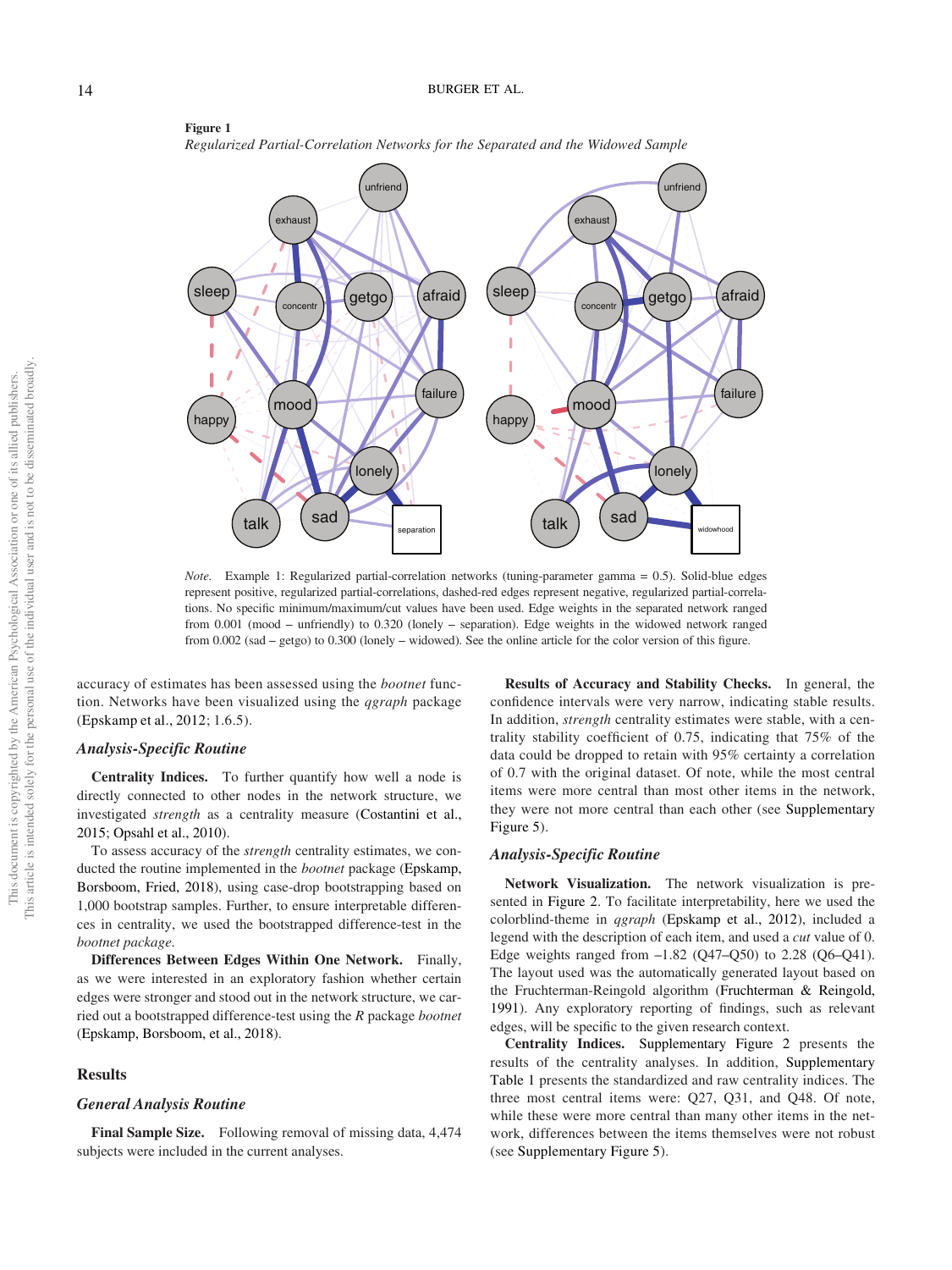**Figure 1**

*Regularized Partial-Correlation Networks for the Separated and the Widowed Sample*

*Note.* Example 1: Regularized partial-correlation networks (tuning-parameter gamma = 0.5). Solid-blue edges represent positive, regularized partial-correlations, dashed-red edges represent negative, regularized partial-correlations. No specific minimum/maximum/cut values have been used. Edge weights in the separated network ranged from 0.001 (mood – unfriendly) to 0.320 (lonely – separation). Edge weights in the widowed network ranged from 0.002 (sad – getgo) to 0.300 (lonely – widowed). See the online article for the color version of this figure.

accuracy of estimates has been assessed using the *bootnet* function. Networks have been visualized using the *qgraph* package (Epskamp et al., 2012; 1.6.5).

### *Analysis-Specific Routine*

**Centrality Indices.** To further quantify how well a node is directly connected to other nodes in the network structure, we investigated *strength* as a centrality measure (Costantini et al., 2015; Opsahl et al., 2010).

To assess accuracy of the *strength* centrality estimates, we conducted the routine implemented in the *bootnet* package (Epskamp, Borsboom, Fried, 2018), using case-drop bootstrapping based on 1,000 bootstrap samples. Further, to ensure interpretable differences in centrality, we used the bootstrapped difference-test in the *bootnet package*.

**Differences Between Edges Within One Network.** Finally, as we were interested in an exploratory fashion whether certain edges were stronger and stood out in the network structure, we carried out a bootstrapped difference-test using the *R* package *bootnet* (Epskamp, Borsboom, et al., 2018).

## Results

### *General Analysis Routine*

**Final Sample Size.** Following removal of missing data, 4,474 subjects were included in the current analyses.

**Results of Accuracy and Stability Checks.** In general, the confidence intervals were very narrow, indicating stable results. In addition, *strength* centrality estimates were stable, with a centrality stability coefficient of 0.75, indicating that 75% of the data could be dropped to retain with 95% certainty a correlation of 0.7 with the original dataset. Of note, while the most central items were more central than most other items in the network, they were not more central than each other (see Supplementary Figure 5).

### *Analysis-Specific Routine*

**Network Visualization.** The network visualization is presented in Figure 2. To facilitate interpretability, here we used the colorblind-theme in *qgraph* (Epskamp et al., 2012), included a legend with the description of each item, and used a *cut* value of 0. Edge weights ranged from –1.82 (Q47–Q50) to 2.28 (Q6–Q41). The layout used was the automatically generated layout based on the Fruchterman-Reingold algorithm (Fruchterman & Reingold, 1991). Any exploratory reporting of findings, such as relevant edges, will be specific to the given research context.

**Centrality Indices.** Supplementary Figure 2 presents the results of the centrality analyses. In addition, Supplementary Table 1 presents the standardized and raw centrality indices. The three most central items were: Q27, Q31, and Q48. Of note, while these were more central than many other items in the network, differences between the items themselves were not robust (see Supplementary Figure 5).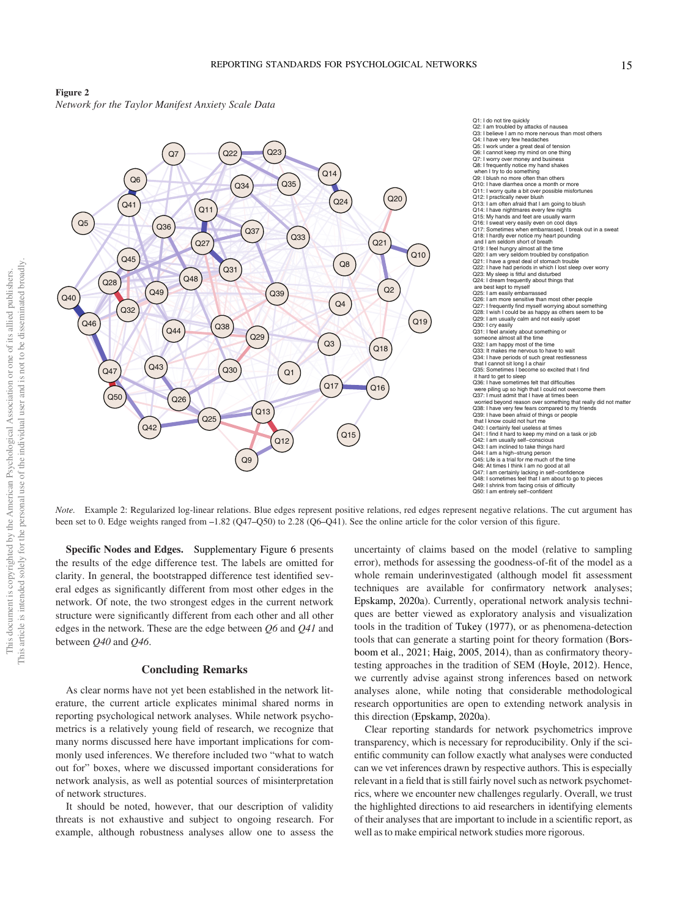**Figure 2**

*Network for the Taylor Manifest Anxiety Scale Data*

Q1: I do not tire quickly
Q2: I am troubled by attacks of nausea
Q3: I believe I am no more nervous than most others
Q4: I have very few headaches
Q5: I work under a great deal of tension
Q6: I cannot keep my mind on one thing
Q7: I worry over money and business
Q8: I frequently notice my hand shakes when I try to do something
Q9: I blush no more often than others
Q10: I have diarrhea once a month or more
Q11: I worry quite a bit over possible misfortunes
Q12: I practically never blush
Q13: I am often afraid that I am going to blush
Q14: I have nightmares every few nights
Q15: My hands and feet are usually warm
Q16: I sweat very easily even on cool days
Q17: Sometimes when embarrassed, I break out in a sweat
Q18: I hardly ever notice my heart pounding and I am seldom short of breath
Q19: I feel hungry almost all the time
Q20: I am very seldom troubled by constipation
Q21: I have a great deal of stomach trouble
Q22: I have had periods in which I lost sleep over worry
Q23: My sleep is fitful and disturbed
Q24: I dream frequently about things that are best kept to myself
Q25: I am easily embarrassed
Q26: I am more sensitive than most other people
Q27: I frequently find myself worrying about something
Q28: I wish I could be as happy as others seem to be
Q29: I am usually calm and not easily upset
Q30: I cry easily
Q31: I feel anxiety about something or someone almost all the time
Q32: I am happy most of the time
Q33: It makes me nervous to have to wait
Q34: I have periods of such great restlessness that I cannot sit long I a chair
Q35: Sometimes I become so excited that I find it hard to get to sleep
Q36: I have sometimes felt that difficulties were piling up so high that I could not overcome them
Q37: I must admit that I have at times been worried beyond reason over something that really did not matter
Q38: I have very few fears compared to my friends
Q39: I have been afraid of things or people that I know could not hurt me
Q40: I certainly feel useless at times
Q41: I find it hard to keep my mind on a task or job
Q42: I am usually self–conscious
Q43: I am inclined to take things hard
Q44: I am a high–strung person
Q45: Life is a trial for me much of the time
Q46: At times I think I am no good at all
Q47: I am certainly lacking in self–confidence
Q48: I sometimes feel that I am about to go to pieces
Q49: I shrink from facing crisis of difficulty
Q50: I am entirely self–confident

*Note.* Example 2: Regularized log-linear relations. Blue edges represent positive relations, red edges represent negative relations. The cut argument has been set to 0. Edge weights ranged from −1.82 (Q47–Q50) to 2.28 (Q6–Q41). See the online article for the color version of this figure.

**Specific Nodes and Edges.** Supplementary Figure 6 presents the results of the edge difference test. The labels are omitted for clarity. In general, the bootstrapped difference test identified several edges as significantly different from most other edges in the network. Of note, the two strongest edges in the current network structure were significantly different from each other and all other edges in the network. These are the edge between *Q6* and *Q41* and between *Q40* and *Q46*.

## Concluding Remarks

As clear norms have not yet been established in the network literature, the current article explicates minimal shared norms in reporting psychological network analyses. While network psychometrics is a relatively young field of research, we recognize that many norms discussed here have important implications for commonly used inferences. We therefore included two "what to watch out for" boxes, where we discussed important considerations for network analysis, as well as potential sources of misinterpretation of network structures.

It should be noted, however, that our description of validity threats is not exhaustive and subject to ongoing research. For example, although robustness analyses allow one to assess the uncertainty of claims based on the model (relative to sampling error), methods for assessing the goodness-of-fit of the model as a whole remain underinvestigated (although model fit assessment techniques are available for confirmatory network analyses; Epskamp, 2020a). Currently, operational network analysis techniques are better viewed as exploratory analysis and visualization tools in the tradition of Tukey (1977), or as phenomena-detection tools that can generate a starting point for theory formation (Borsboom et al., 2021; Haig, 2005, 2014), than as confirmatory theory-testing approaches in the tradition of SEM (Hoyle, 2012). Hence, we currently advise against strong inferences based on network analyses alone, while noting that considerable methodological research opportunities are open to extending network analysis in this direction (Epskamp, 2020a).

Clear reporting standards for network psychometrics improve transparency, which is necessary for reproducibility. Only if the scientific community can follow exactly what analyses were conducted can we vet inferences drawn by respective authors. This is especially relevant in a field that is still fairly novel such as network psychometrics, where we encounter new challenges regularly. Overall, we trust the highlighted directions to aid researchers in identifying elements of their analyses that are important to include in a scientific report, as well as to make empirical network studies more rigorous.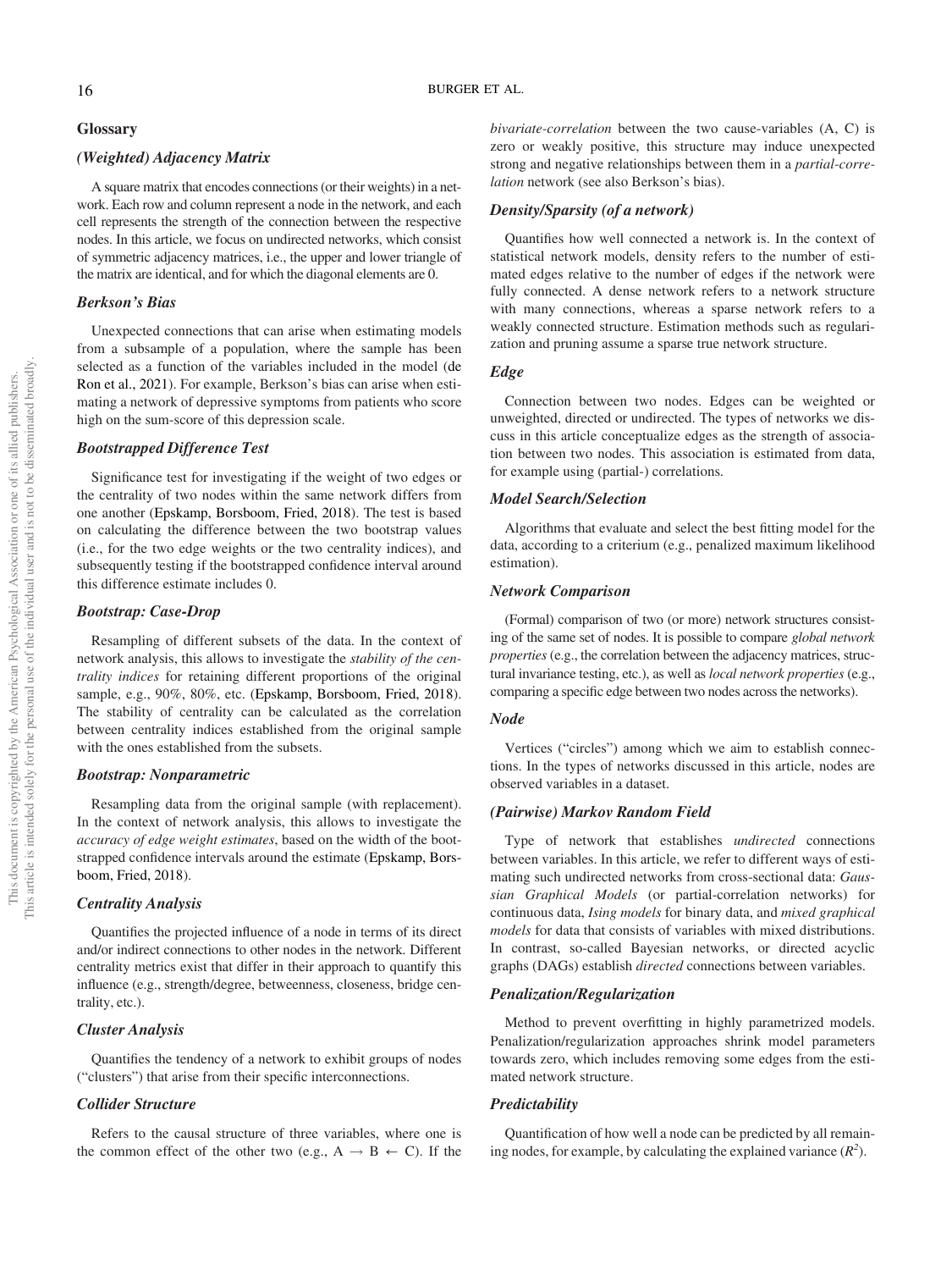## Glossary

### *(Weighted) Adjacency Matrix*

A square matrix that encodes connections (or their weights) in a network. Each row and column represent a node in the network, and each cell represents the strength of the connection between the respective nodes. In this article, we focus on undirected networks, which consist of symmetric adjacency matrices, i.e., the upper and lower triangle of the matrix are identical, and for which the diagonal elements are 0.

### *Berkson's Bias*

Unexpected connections that can arise when estimating models from a subsample of a population, where the sample has been selected as a function of the variables included in the model (de Ron et al., 2021). For example, Berkson's bias can arise when estimating a network of depressive symptoms from patients who score high on the sum-score of this depression scale.

### *Bootstrapped Difference Test*

Significance test for investigating if the weight of two edges or the centrality of two nodes within the same network differs from one another (Epskamp, Borsboom, Fried, 2018). The test is based on calculating the difference between the two bootstrap values (i.e., for the two edge weights or the two centrality indices), and subsequently testing if the bootstrapped confidence interval around this difference estimate includes 0.

### *Bootstrap: Case-Drop*

Resampling of different subsets of the data. In the context of network analysis, this allows to investigate the *stability of the centrality indices* for retaining different proportions of the original sample, e.g., 90%, 80%, etc. (Epskamp, Borsboom, Fried, 2018). The stability of centrality can be calculated as the correlation between centrality indices established from the original sample with the ones established from the subsets.

### *Bootstrap: Nonparametric*

Resampling data from the original sample (with replacement). In the context of network analysis, this allows to investigate the *accuracy of edge weight estimates*, based on the width of the bootstrapped confidence intervals around the estimate (Epskamp, Borsboom, Fried, 2018).

### *Centrality Analysis*

Quantifies the projected influence of a node in terms of its direct and/or indirect connections to other nodes in the network. Different centrality metrics exist that differ in their approach to quantify this influence (e.g., strength/degree, betweenness, closeness, bridge centrality, etc.).

### *Cluster Analysis*

Quantifies the tendency of a network to exhibit groups of nodes ("clusters") that arise from their specific interconnections.

### *Collider Structure*

Refers to the causal structure of three variables, where one is the common effect of the other two (e.g., A → B ← C). If the *bivariate-correlation* between the two cause-variables (A, C) is zero or weakly positive, this structure may induce unexpected strong and negative relationships between them in a *partial-correlation* network (see also Berkson's bias).

### *Density/Sparsity (of a network)*

Quantifies how well connected a network is. In the context of statistical network models, density refers to the number of estimated edges relative to the number of edges if the network were fully connected. A dense network refers to a network structure with many connections, whereas a sparse network refers to a weakly connected structure. Estimation methods such as regularization and pruning assume a sparse true network structure.

### *Edge*

Connection between two nodes. Edges can be weighted or unweighted, directed or undirected. The types of networks we discuss in this article conceptualize edges as the strength of association between two nodes. This association is estimated from data, for example using (partial-) correlations.

### *Model Search/Selection*

Algorithms that evaluate and select the best fitting model for the data, according to a criterium (e.g., penalized maximum likelihood estimation).

### *Network Comparison*

(Formal) comparison of two (or more) network structures consisting of the same set of nodes. It is possible to compare *global network properties* (e.g., the correlation between the adjacency matrices, structural invariance testing, etc.), as well as *local network properties* (e.g., comparing a specific edge between two nodes across the networks).

### *Node*

Vertices ("circles") among which we aim to establish connections. In the types of networks discussed in this article, nodes are observed variables in a dataset.

### *(Pairwise) Markov Random Field*

Type of network that establishes *undirected* connections between variables. In this article, we refer to different ways of estimating such undirected networks from cross-sectional data: *Gaussian Graphical Models* (or partial-correlation networks) for continuous data, *Ising models* for binary data, and *mixed graphical models* for data that consists of variables with mixed distributions. In contrast, so-called Bayesian networks, or directed acyclic graphs (DAGs) establish *directed* connections between variables.

### *Penalization/Regularization*

Method to prevent overfitting in highly parametrized models. Penalization/regularization approaches shrink model parameters towards zero, which includes removing some edges from the estimated network structure.

### *Predictability*

Quantification of how well a node can be predicted by all remaining nodes, for example, by calculating the explained variance ($R^2$).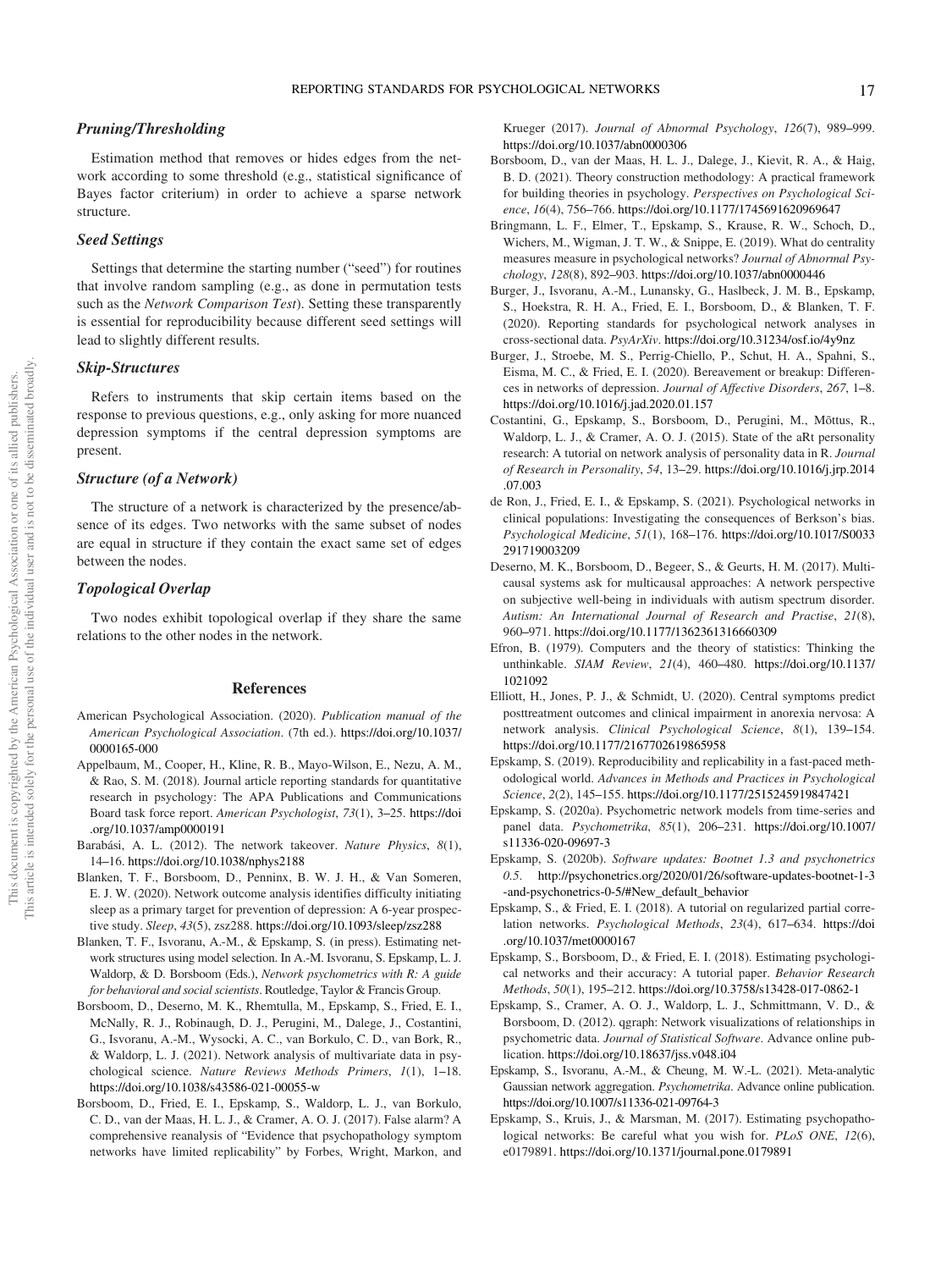### *Pruning/Thresholding*

Estimation method that removes or hides edges from the network according to some threshold (e.g., statistical significance or Bayes factor criterium) in order to achieve a sparse network structure.

### *Seed Settings*

Settings that determine the starting number ("seed") for routines that involve random sampling (e.g., as done in permutation tests such as the *Network Comparison Test*). Setting these transparently is essential for reproducibility because different seed settings will lead to slightly different results.

### *Skip-Structures*

Refers to instruments that skip certain items based on the response to previous questions, e.g., only asking for more nuanced depression symptoms if the central depression symptoms are present.

### *Structure (of a Network)*

The structure of a network is characterized by the presence/absence of its edges. Two networks with the same subset of nodes are equal in structure if they contain the exact same set of edges between the nodes.

### *Topological Overlap*

Two nodes exhibit topological overlap if they share the same relations to the other nodes in the network.

## References

American Psychological Association. (2020). *Publication manual of the American Psychological Association*. (7th ed.). https://doi.org/10.1037/0000165-000

Appelbaum, M., Cooper, H., Kline, R. B., Mayo-Wilson, E., Nezu, A. M., & Rao, S. M. (2018). Journal article reporting standards for quantitative research in psychology: The APA Publications and Communications Board task force report. *American Psychologist*, *73*(1), 3–25. https://doi.org/10.1037/amp0000191

Barabási, A. L. (2012). The network takeover. *Nature Physics*, *8*(1), 14–16. https://doi.org/10.1038/nphys2188

Blanken, T. F., Borsboom, D., Penninx, B. W. J. H., & Van Someren, E. J. W. (2020). Network outcome analysis identifies difficulty initiating sleep as a primary target for prevention of depression: A 6-year prospective study. *Sleep*, *43*(5), zsz288. https://doi.org/10.1093/sleep/zsz288

Blanken, T. F., Isvoranu, A.-M., & Epskamp, S. (in press). Estimating network structures using model selection. In A.-M. Isvoranu, S. Epskamp, L. J. Waldorp, & D. Borsboom (Eds.), *Network psychometrics with R: A guide for behavioral and social scientists*. Routledge, Taylor & Francis Group.

Borsboom, D., Deserno, M. K., Rhemtulla, M., Epskamp, S., Fried, E. I., McNally, R. J., Robinaugh, D. J., Perugini, M., Dalege, J., Costantini, G., Isvoranu, A.-M., Wysocki, A. C., van Borkulo, C. D., van Bork, R., & Waldorp, L. J. (2021). Network analysis of multivariate data in psychological science. *Nature Reviews Methods Primers*, *1*(1), 1–18. https://doi.org/10.1038/s43586-021-00055-w

Borsboom, D., Fried, E. I., Epskamp, S., Waldorp, L. J., van Borkulo, C. D., van der Maas, H. L. J., & Cramer, A. O. J. (2017). False alarm? A comprehensive reanalysis of "Evidence that psychopathology symptom networks have limited replicability" by Forbes, Wright, Markon, and Krueger (2017). *Journal of Abnormal Psychology*, *126*(7), 989–999. https://doi.org/10.1037/abn0000306

Borsboom, D., van der Maas, H. L. J., Dalege, J., Kievit, R. A., & Haig, B. D. (2021). Theory construction methodology: A practical framework for building theories in psychology. *Perspectives on Psychological Science*, *16*(4), 756–766. https://doi.org/10.1177/1745691620969647

Bringmann, L. F., Elmer, T., Epskamp, S., Krause, R. W., Schoch, D., Wichers, M., Wigman, J. T. W., & Snippe, E. (2019). What do centrality measures measure in psychological networks? *Journal of Abnormal Psychology*, *128*(8), 892–903. https://doi.org/10.1037/abn0000446

Burger, J., Isvoranu, A.-M., Lunansky, G., Haslbeck, J. M. B., Epskamp, S., Hoekstra, R. H. A., Fried, E. I., Borsboom, D., & Blanken, T. F. (2020). Reporting standards for psychological network analyses in cross-sectional data. *PsyArXiv*. https://doi.org/10.31234/osf.io/4y9nz

Burger, J., Stroebe, M. S., Perrig-Chiello, P., Schut, H. A., Spahni, S., Eisma, M. C., & Fried, E. I. (2020). Bereavement or breakup: Differences in networks of depression. *Journal of Affective Disorders*, *267*, 1–8. https://doi.org/10.1016/j.jad.2020.01.157

Costantini, G., Epskamp, S., Borsboom, D., Perugini, M., Mõttus, R., Waldorp, L. J., & Cramer, A. O. J. (2015). State of the aRt personality research: A tutorial on network analysis of personality data in R. *Journal of Research in Personality*, *54*, 13–29. https://doi.org/10.1016/j.jrp.2014.07.003

de Ron, J., Fried, E. I., & Epskamp, S. (2021). Psychological networks in clinical populations: Investigating the consequences of Berkson's bias. *Psychological Medicine*, *51*(1), 168–176. https://doi.org/10.1017/S0033291719003209

Deserno, M. K., Borsboom, D., Begeer, S., & Geurts, H. M. (2017). Multicausal systems ask for multicausal approaches: A network perspective on subjective well-being in individuals with autism spectrum disorder. *Autism: An International Journal of Research and Practise*, *21*(8), 960–971. https://doi.org/10.1177/1362361316660309

Efron, B. (1979). Computers and the theory of statistics: Thinking the unthinkable. *SIAM Review*, *21*(4), 460–480. https://doi.org/10.1137/1021092

Elliott, H., Jones, P. J., & Schmidt, U. (2020). Central symptoms predict posttreatment outcomes and clinical impairment in anorexia nervosa: A network analysis. *Clinical Psychological Science*, *8*(1), 139–154. https://doi.org/10.1177/2167702619865958

Epskamp, S. (2019). Reproducibility and replicability in a fast-paced methodological world. *Advances in Methods and Practices in Psychological Science*, *2*(2), 145–155. https://doi.org/10.1177/2515245919847421

Epskamp, S. (2020a). Psychometric network models from time-series and panel data. *Psychometrika*, *85*(1), 206–231. https://doi.org/10.1007/s11336-020-09697-3

Epskamp, S. (2020b). *Software updates: Bootnet 1.3 and psychonetrics 0.5*. http://psychonetrics.org/2020/01/26/software-updates-bootnet-1-3-and-psychonetrics-0-5/#New_default_behavior

Epskamp, S., & Fried, E. I. (2018). A tutorial on regularized partial correlation networks. *Psychological Methods*, *23*(4), 617–634. https://doi.org/10.1037/met0000167

Epskamp, S., Borsboom, D., & Fried, E. I. (2018). Estimating psychological networks and their accuracy: A tutorial paper. *Behavior Research Methods*, *50*(1), 195–212. https://doi.org/10.3758/s13428-017-0862-1

Epskamp, S., Cramer, A. O. J., Waldorp, L. J., Schmittmann, V. D., & Borsboom, D. (2012). qgraph: Network visualizations of relationships in psychometric data. *Journal of Statistical Software*. Advance online publication. https://doi.org/10.18637/jss.v048.i04

Epskamp, S., Isvoranu, A.-M., & Cheung, M. W.-L. (2021). Meta-analytic Gaussian network aggregation. *Psychometrika*. Advance online publication. https://doi.org/10.1007/s11336-021-09764-3

Epskamp, S., Kruis, J., & Marsman, M. (2017). Estimating psychopathological networks: Be careful what you wish for. *PLoS ONE*, *12*(6), e0179891. https://doi.org/10.1371/journal.pone.0179891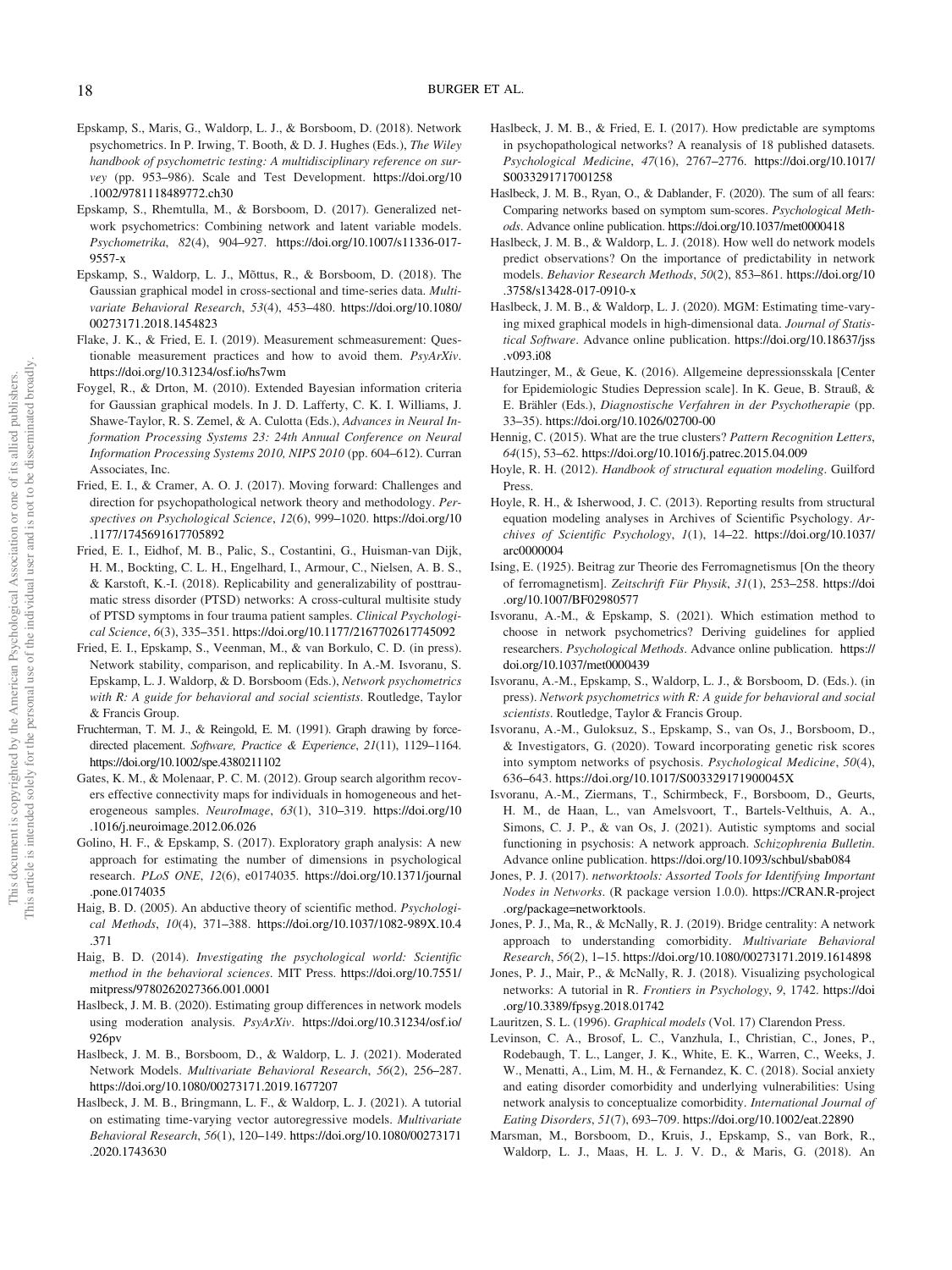Epskamp, S., Maris, G., Waldorp, L. J., & Borsboom, D. (2018). Network psychometrics. In P. Irwing, T. Booth, & D. J. Hughes (Eds.), *The Wiley handbook of psychometric testing: A multidisciplinary reference on survey* (pp. 953–986). Scale and Test Development. https://doi.org/10.1002/9781118489772.ch30

Epskamp, S., Rhemtulla, M., & Borsboom, D. (2017). Generalized network psychometrics: Combining network and latent variable models. *Psychometrika*, *82*(4), 904–927. https://doi.org/10.1007/s11336-017-9557-x

Epskamp, S., Waldorp, L. J., Mõttus, R., & Borsboom, D. (2018). The Gaussian graphical model in cross-sectional and time-series data. *Multivariate Behavioral Research*, *53*(4), 453–480. https://doi.org/10.1080/00273171.2018.1454823

Flake, J. K., & Fried, E. I. (2019). Measurement schmeasurement: Questionable measurement practices and how to avoid them. *PsyArXiv*. https://doi.org/10.31234/osf.io/hs7wm

Foygel, R., & Drton, M. (2010). Extended Bayesian information criteria for Gaussian graphical models. In J. D. Lafferty, C. K. I. Williams, J. Shawe-Taylor, R. S. Zemel, & A. Culotta (Eds.), *Advances in Neural Information Processing Systems 23: 24th Annual Conference on Neural Information Processing Systems 2010, NIPS 2010* (pp. 604–612). Curran Associates, Inc.

Fried, E. I., & Cramer, A. O. J. (2017). Moving forward: Challenges and direction for psychopathological network theory and methodology. *Perspectives on Psychological Science*, *12*(6), 999–1020. https://doi.org/10.1177/1745691617705892

Fried, E. I., Eidhof, M. B., Palic, S., Costantini, G., Huisman-van Dijk, H. M., Bockting, C. L. H., Engelhard, I., Armour, C., Nielsen, A. B. S., & Karstoft, K.-I. (2018). Replicability and generalizability of posttraumatic stress disorder (PTSD) networks: A cross-cultural multisite study of PTSD symptoms in four trauma patient samples. *Clinical Psychological Science*, *6*(3), 335–351. https://doi.org/10.1177/2167702617745092

Fried, E. I., Epskamp, S., Veenman, M., & van Borkulo, C. D. (in press). Network stability, comparison, and replicability. In A.-M. Isvoranu, S. Epskamp, L. J. Waldorp, & D. Borsboom (Eds.), *Network psychometrics with R: A guide for behavioral and social scientists*. Routledge, Taylor & Francis Group.

Fruchterman, T. M. J., & Reingold, E. M. (1991). Graph drawing by force-directed placement. *Software, Practice & Experience*, *21*(11), 1129–1164. https://doi.org/10.1002/spe.4380211102

Gates, K. M., & Molenaar, P. C. M. (2012). Group search algorithm recovers effective connectivity maps for individuals in homogeneous and heterogeneous samples. *NeuroImage*, *63*(1), 310–319. https://doi.org/10.1016/j.neuroimage.2012.06.026

Golino, H. F., & Epskamp, S. (2017). Exploratory graph analysis: A new approach for estimating the number of dimensions in psychological research. *PLoS ONE*, *12*(6), e0174035. https://doi.org/10.1371/journal.pone.0174035

Haig, B. D. (2005). An abductive theory of scientific method. *Psychological Methods*, *10*(4), 371–388. https://doi.org/10.1037/1082-989X.10.4.371

Haig, B. D. (2014). *Investigating the psychological world: Scientific method in the behavioral sciences*. MIT Press. https://doi.org/10.7551/mitpress/9780262027366.001.0001

Haslbeck, J. M. B. (2020). Estimating group differences in network models using moderation analysis. *PsyArXiv*. https://doi.org/10.31234/osf.io/926pv

Haslbeck, J. M. B., Borsboom, D., & Waldorp, L. J. (2021). Moderated Network Models. *Multivariate Behavioral Research*, *56*(2), 256–287. https://doi.org/10.1080/00273171.2019.1677207

Haslbeck, J. M. B., Bringmann, L. F., & Waldorp, L. J. (2021). A tutorial on estimating time-varying vector autoregressive models. *Multivariate Behavioral Research*, *56*(1), 120–149. https://doi.org/10.1080/00273171.2020.1743630

Haslbeck, J. M. B., & Fried, E. I. (2017). How predictable are symptoms in psychopathological networks? A reanalysis of 18 published datasets. *Psychological Medicine*, *47*(16), 2767–2776. https://doi.org/10.1017/S0033291717001258

Haslbeck, J. M. B., Ryan, O., & Dablander, F. (2020). The sum of all fears: Comparing networks based on symptom sum-scores. *Psychological Methods*. Advance online publication. https://doi.org/10.1037/met0000418

Haslbeck, J. M. B., & Waldorp, L. J. (2018). How well do network models predict observations? On the importance of predictability in network models. *Behavior Research Methods*, *50*(2), 853–861. https://doi.org/10.3758/s13428-017-0910-x

Haslbeck, J. M. B., & Waldorp, L. J. (2020). MGM: Estimating time-varying mixed graphical models in high-dimensional data. *Journal of Statistical Software*. Advance online publication. https://doi.org/10.18637/jss.v093.i08

Hautzinger, M., & Geue, K. (2016). Allgemeine depressionsskala [Center for Epidemiologic Studies Depression scale]. In K. Geue, B. Strauß, & E. Brähler (Eds.), *Diagnostische Verfahren in der Psychotherapie* (pp. 33–35). https://doi.org/10.1026/02700-00

Hennig, C. (2015). What are the true clusters? *Pattern Recognition Letters*, *64*(15), 53–62. https://doi.org/10.1016/j.patrec.2015.04.009

Hoyle, R. H. (2012). *Handbook of structural equation modeling*. Guilford Press.

Hoyle, R. H., & Isherwood, J. C. (2013). Reporting results from structural equation modeling analyses in Archives of Scientific Psychology. *Archives of Scientific Psychology*, *1*(1), 14–22. https://doi.org/10.1037/arc0000004

Ising, E. (1925). Beitrag zur Theorie des Ferromagnetismus [On the theory of ferromagnetism]. *Zeitschrift Für Physik*, *31*(1), 253–258. https://doi.org/10.1007/BF02980577

Isvoranu, A.-M., & Epskamp, S. (2021). Which estimation method to choose in network psychometrics? Deriving guidelines for applied researchers. *Psychological Methods*. Advance online publication. https://doi.org/10.1037/met0000439

Isvoranu, A.-M., Epskamp, S., Waldorp, L. J., & Borsboom, D. (Eds.). (in press). *Network psychometrics with R: A guide for behavioral and social scientists*. Routledge, Taylor & Francis Group.

Isvoranu, A.-M., Guloksuz, S., Epskamp, S., van Os, J., Borsboom, D., & Investigators, G. (2020). Toward incorporating genetic risk scores into symptom networks of psychosis. *Psychological Medicine*, *50*(4), 636–643. https://doi.org/10.1017/S003329171900045X

Isvoranu, A.-M., Ziermans, T., Schirmbeck, F., Borsboom, D., Geurts, H. M., de Haan, L., van Amelsvoort, T., Bartels-Velthuis, A. A., Simons, C. J. P., & van Os, J. (2021). Autistic symptoms and social functioning in psychosis: A network approach. *Schizophrenia Bulletin*. Advance online publication. https://doi.org/10.1093/schbul/sbab084

Jones, P. J. (2017). *networktools: Assorted Tools for Identifying Important Nodes in Networks*. (R package version 1.0.0). https://CRAN.R-project.org/package=networktools.

Jones, P. J., Ma, R., & McNally, R. J. (2019). Bridge centrality: A network approach to understanding comorbidity. *Multivariate Behavioral Research*, *56*(2), 1–15. https://doi.org/10.1080/00273171.2019.1614898

Jones, P. J., Mair, P., & McNally, R. J. (2018). Visualizing psychological networks: A tutorial in R. *Frontiers in Psychology*, *9*, 1742. https://doi.org/10.3389/fpsyg.2018.01742

Lauritzen, S. L. (1996). *Graphical models* (Vol. 17) Clarendon Press.

Levinson, C. A., Brosof, L. C., Vanzhula, I., Christian, C., Jones, P., Rodebaugh, T. L., Langer, J. K., White, E. K., Warren, C., Weeks, J. W., Menatti, A., Lim, M. H., & Fernandez, K. C. (2018). Social anxiety and eating disorder comorbidity and underlying vulnerabilities: Using network analysis to conceptualize comorbidity. *International Journal of Eating Disorders*, *51*(7), 693–709. https://doi.org/10.1002/eat.22890

Marsman, M., Borsboom, D., Kruis, J., Epskamp, S., van Bork, R., Waldorp, L. J., Maas, H. L. J. V. D., & Maris, G. (2018). An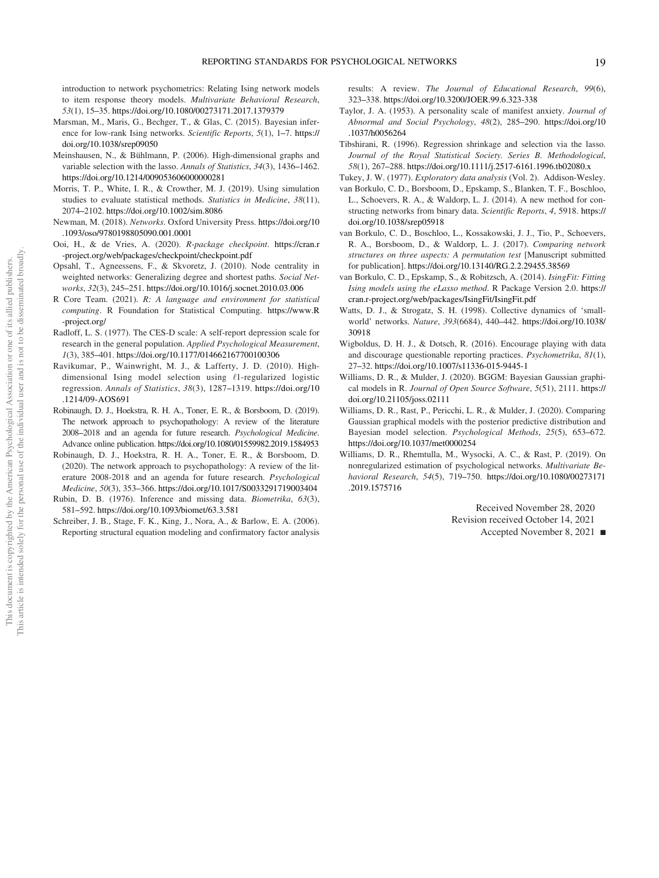introduction to network psychometrics: Relating Ising network models to item response theory models. *Multivariate Behavioral Research*, *53*(1), 15–35. https://doi.org/10.1080/00273171.2017.1379379

Marsman, M., Maris, G., Bechger, T., & Glas, C. (2015). Bayesian inference for low-rank Ising networks. *Scientific Reports*, *5*(1), 1–7. https://doi.org/10.1038/srep09050

Meinshausen, N., & Bühlmann, P. (2006). High-dimensional graphs and variable selection with the lasso. *Annals of Statistics*, *34*(3), 1436–1462. https://doi.org/10.1214/009053606000000281

Morris, T. P., White, I. R., & Crowther, M. J. (2019). Using simulation studies to evaluate statistical methods. *Statistics in Medicine*, *38*(11), 2074–2102. https://doi.org/10.1002/sim.8086

Newman, M. (2018). *Networks*. Oxford University Press. https://doi.org/10.1093/oso/9780198805090.001.0001

Ooi, H., & de Vries, A. (2020). *R-package checkpoint*. https://cran.r-project.org/web/packages/checkpoint/checkpoint.pdf

Opsahl, T., Agneessens, F., & Skvoretz, J. (2010). Node centrality in weighted networks: Generalizing degree and shortest paths. *Social Networks*, *32*(3), 245–251. https://doi.org/10.1016/j.socnet.2010.03.006

R Core Team. (2021). *R: A language and environment for statistical computing*. R Foundation for Statistical Computing. https://www.R-project.org/

Radloff, L. S. (1977). The CES-D scale: A self-report depression scale for research in the general population. *Applied Psychological Measurement*, *1*(3), 385–401. https://doi.org/10.1177/014662167700100306

Ravikumar, P., Wainwright, M. J., & Lafferty, J. D. (2010). High-dimensional Ising model selection using $\ell$1-regularized logistic regression. *Annals of Statistics*, *38*(3), 1287–1319. https://doi.org/10.1214/09-AOS691

Robinaugh, D. J., Hoekstra, R. H. A., Toner, E. R., & Borsboom, D. (2019). The network approach to psychopathology: A review of the literature 2008–2018 and an agenda for future research. *Psychological Medicine*. Advance online publication. https://doi.org/10.1080/01559982.2019.1584953

Robinaugh, D. J., Hoekstra, R. H. A., Toner, E. R., & Borsboom, D. (2020). The network approach to psychopathology: A review of the literature 2008-2018 and an agenda for future research. *Psychological Medicine*, *50*(3), 353–366. https://doi.org/10.1017/S0033291719003404

Rubin, D. B. (1976). Inference and missing data. *Biometrika*, *63*(3), 581–592. https://doi.org/10.1093/biomet/63.3.581

Schreiber, J. B., Stage, F. K., King, J., Nora, A., & Barlow, E. A. (2006). Reporting structural equation modeling and confirmatory factor analysis results: A review. *The Journal of Educational Research*, *99*(6), 323–338. https://doi.org/10.3200/JOER.99.6.323-338

Taylor, J. A. (1953). A personality scale of manifest anxiety. *Journal of Abnormal and Social Psychology*, *48*(2), 285–290. https://doi.org/10.1037/h0056264

Tibshirani, R. (1996). Regression shrinkage and selection via the lasso. *Journal of the Royal Statistical Society. Series B. Methodological*, *58*(1), 267–288. https://doi.org/10.1111/j.2517-6161.1996.tb02080.x

Tukey, J. W. (1977). *Exploratory data analysis* (Vol. 2). Addison-Wesley.

van Borkulo, C. D., Borsboom, D., Epskamp, S., Blanken, T. F., Boschloo, L., Schoevers, R. A., & Waldorp, L. J. (2014). A new method for constructing networks from binary data. *Scientific Reports*, *4*, 5918. https://doi.org/10.1038/srep05918

van Borkulo, C. D., Boschloo, L., Kossakowski, J. J., Tio, P., Schoevers, R. A., Borsboom, D., & Waldorp, L. J. (2017). *Comparing network structures on three aspects: A permutation test* [Manuscript submitted for publication]. https://doi.org/10.13140/RG.2.2.29455.38569

van Borkulo, C. D., Epskamp, S., & Robitzsch, A. (2014). *IsingFit: Fitting Ising models using the eLasso method*. R Package Version 2.0. https://cran.r-project.org/web/packages/IsingFit/IsingFit.pdf

Watts, D. J., & Strogatz, S. H. (1998). Collective dynamics of 'small-world' networks. *Nature*, *393*(6684), 440–442. https://doi.org/10.1038/30918

Wigboldus, D. H. J., & Dotsch, R. (2016). Encourage playing with data and discourage questionable reporting practices. *Psychometrika*, *81*(1), 27–32. https://doi.org/10.1007/s11336-015-9445-1

Williams, D. R., & Mulder, J. (2020). BGGM: Bayesian Gaussian graphical models in R. *Journal of Open Source Software*, *5*(51), 2111. https://doi.org/10.21105/joss.02111

Williams, D. R., Rast, P., Pericchi, L. R., & Mulder, J. (2020). Comparing Gaussian graphical models with the posterior predictive distribution and Bayesian model selection. *Psychological Methods*, *25*(5), 653–672. https://doi.org/10.1037/met0000254

Williams, D. R., Rhemtulla, M., Wysocki, A. C., & Rast, P. (2019). On nonregularized estimation of psychological networks. *Multivariate Behavioral Research*, *54*(5), 719–750. https://doi.org/10.1080/00273171.2019.1575716

Received November 28, 2020
Revision received October 14, 2021
Accepted November 8, 2021 ■